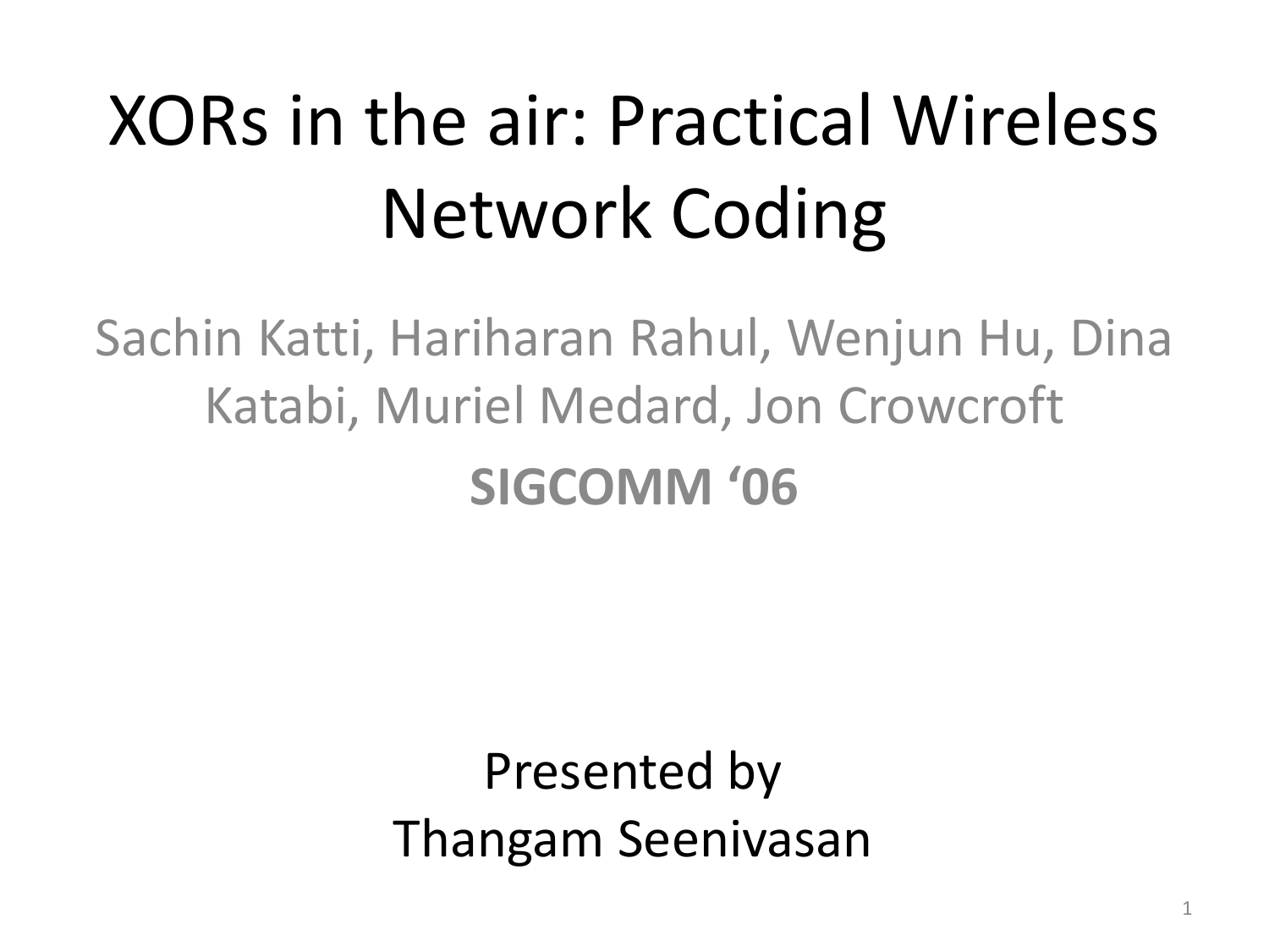# XORs in the air: Practical Wireless Network Coding

Sachin Katti, Hariharan Rahul, Wenjun Hu, Dina Katabi, Muriel Medard, Jon Crowcroft

**SIGCOMM '06**

Presented by
Thangam Seenivasan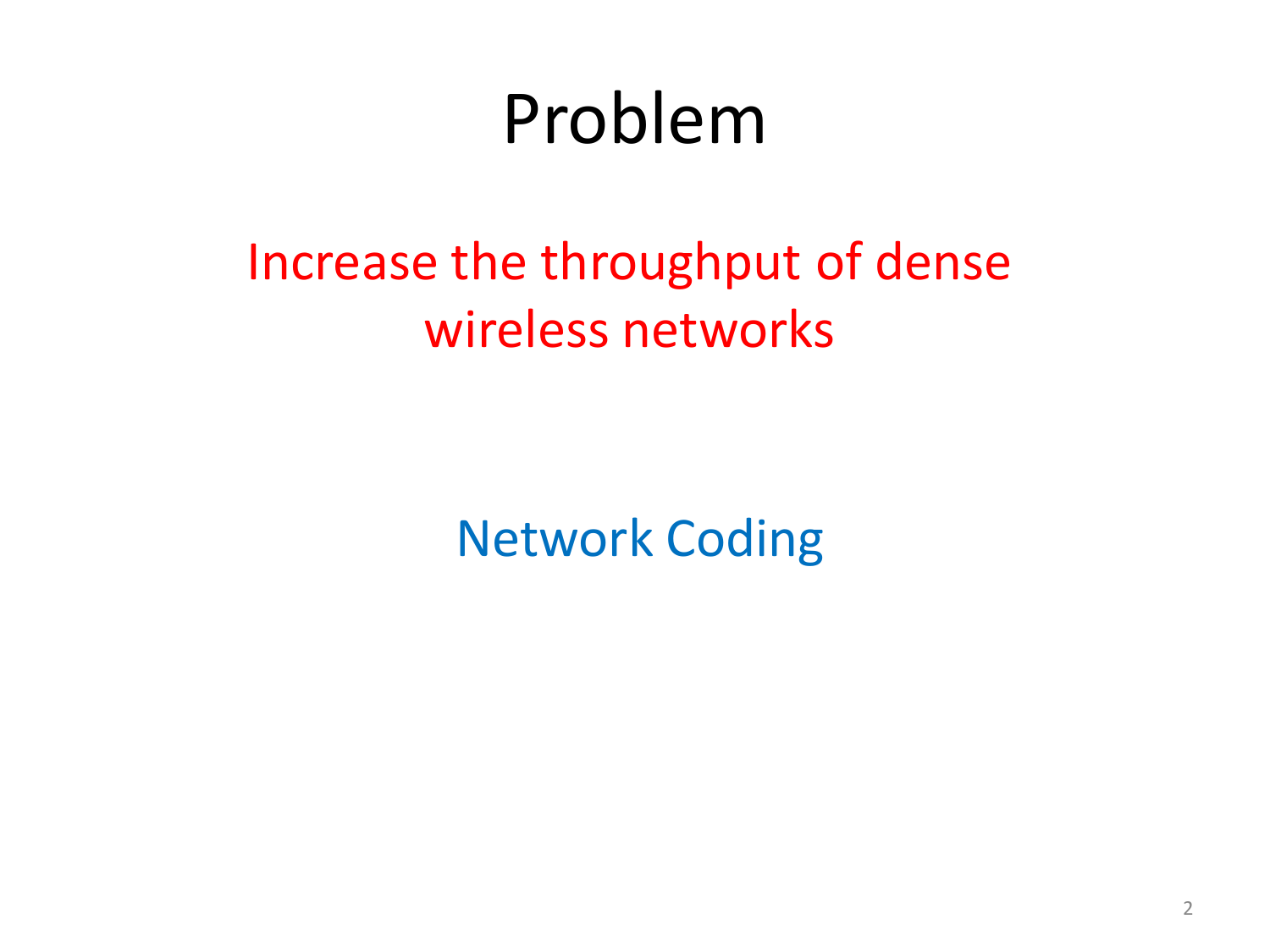# Problem

Increase the throughput of dense wireless networks

Network Coding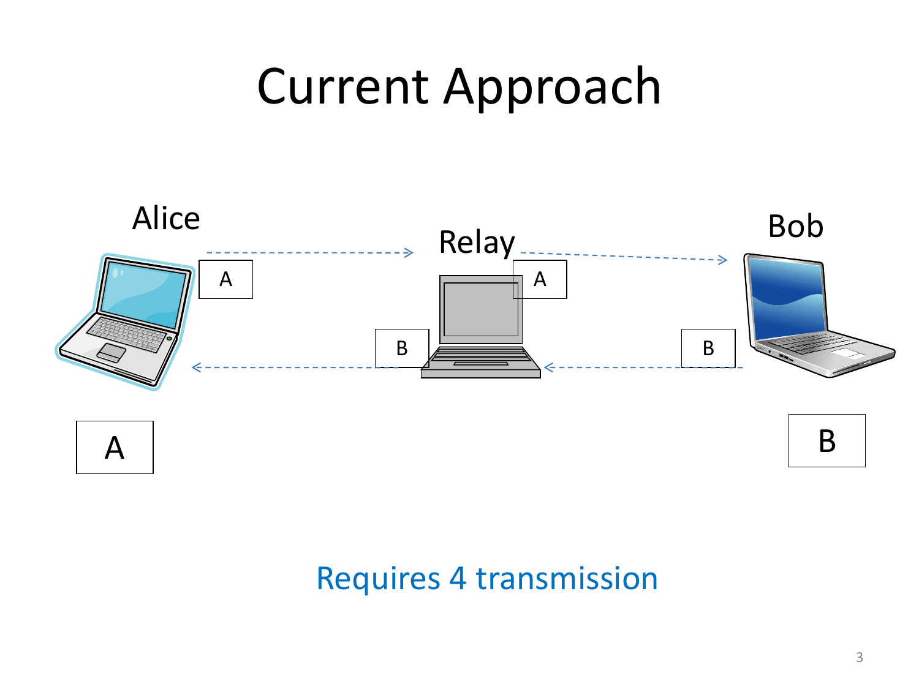# Current Approach

Alice

Relay

Bob

A

A

B

B

A

B

Requires 4 transmission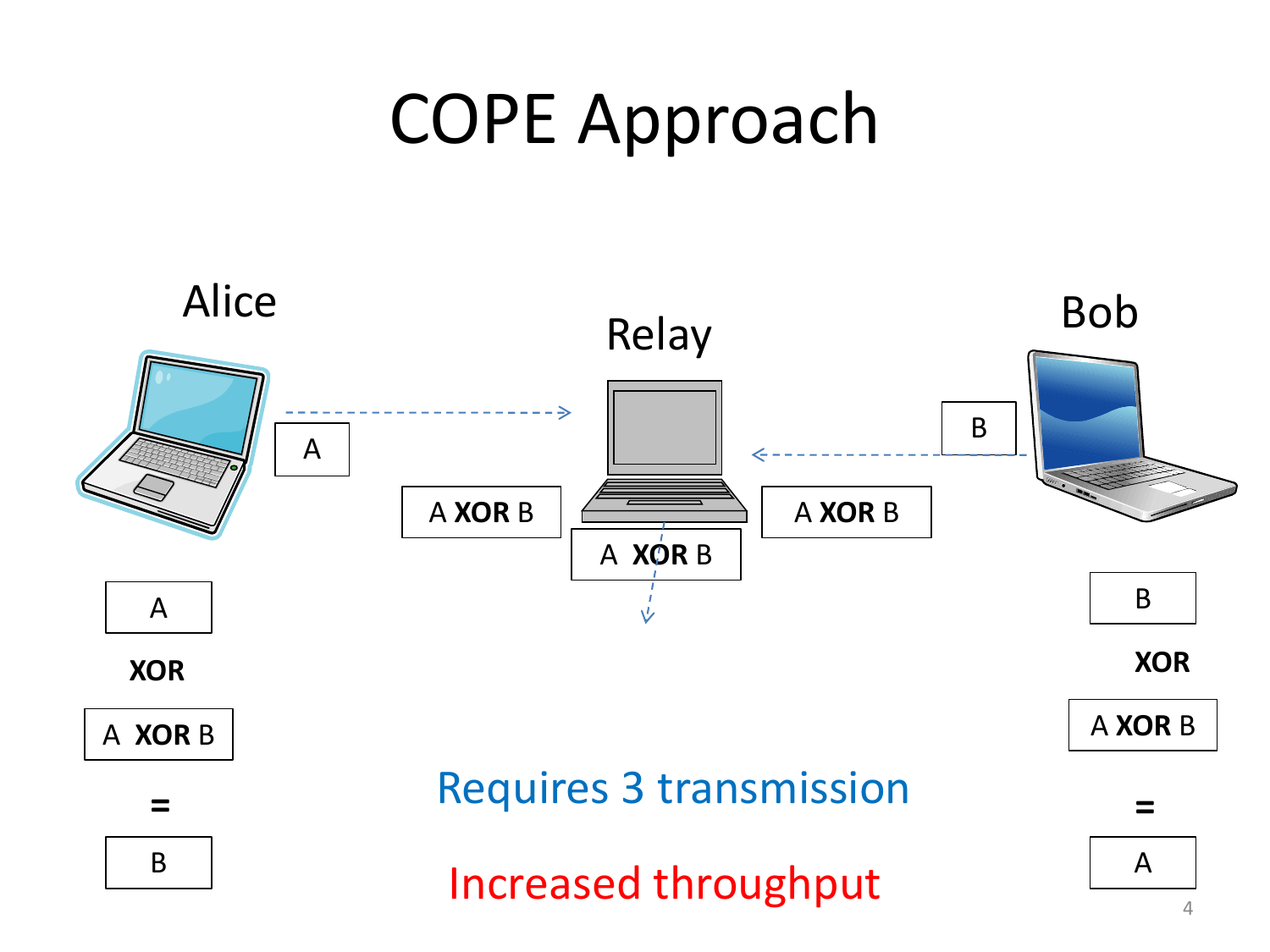# COPE Approach

Alice

Relay

Bob

A

B

A **XOR** B

A **XOR** B

A **XOR** B

A

**XOR**

A **XOR** B

=

B

B

**XOR**

A **XOR** B

=

A

Requires 3 transmission

Increased throughput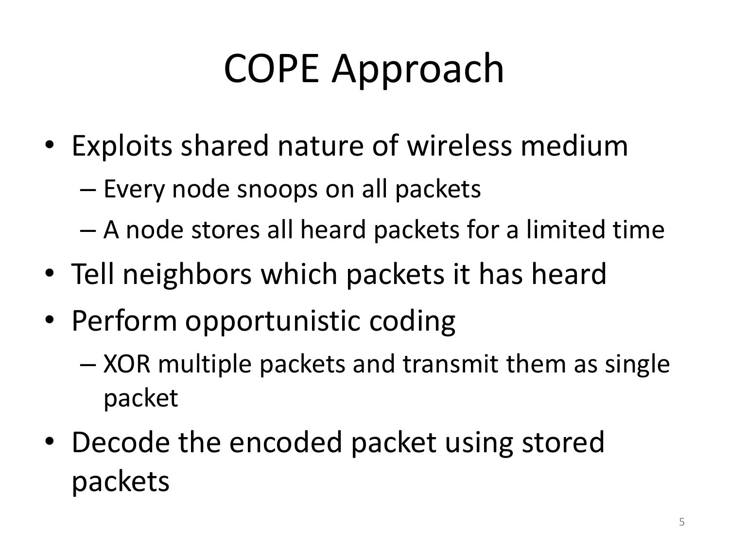# COPE Approach

- Exploits shared nature of wireless medium
  - Every node snoops on all packets
  - A node stores all heard packets for a limited time
- Tell neighbors which packets it has heard
- Perform opportunistic coding
  - XOR multiple packets and transmit them as single packet
- Decode the encoded packet using stored packets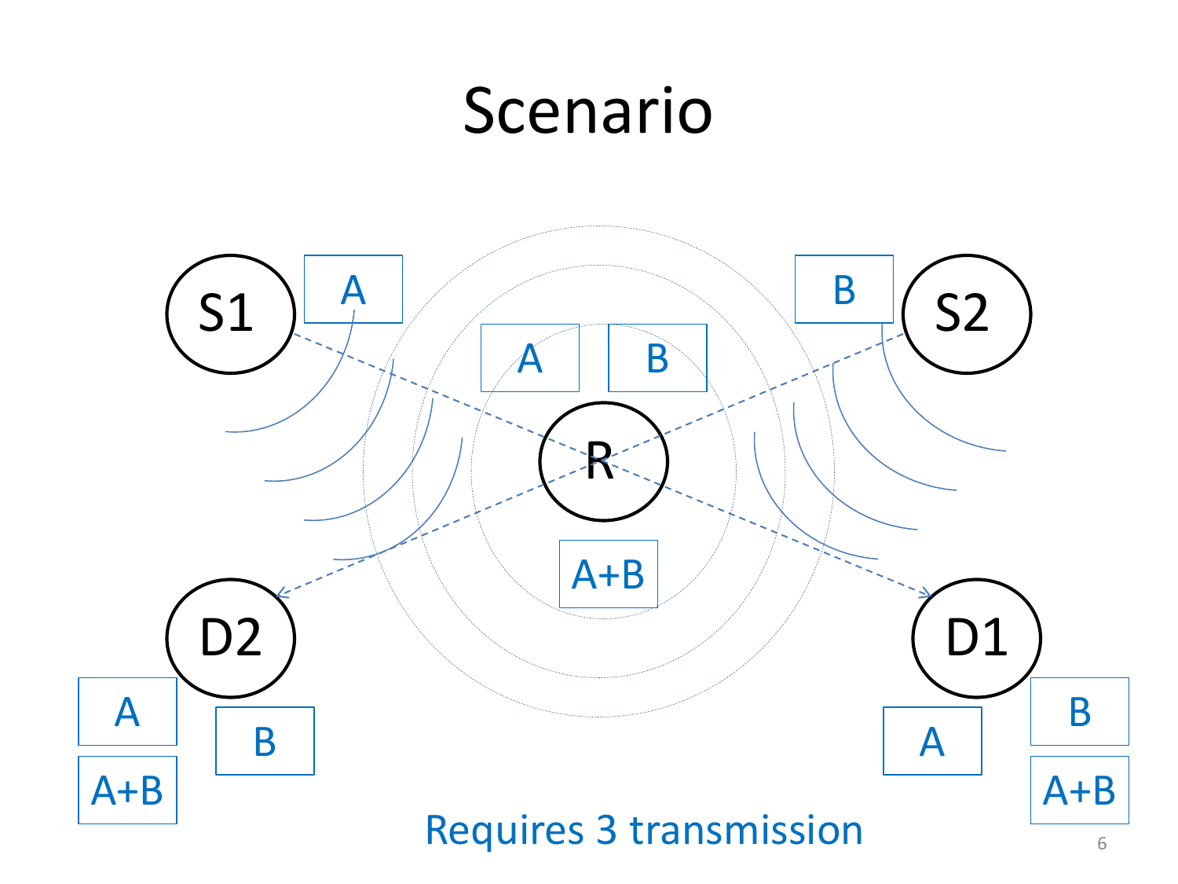# Scenario

S1 — A

S2 — B

R — A, B, A+B

D2 — A, B, A+B

D1 — A, B, A+B

Requires 3 transmission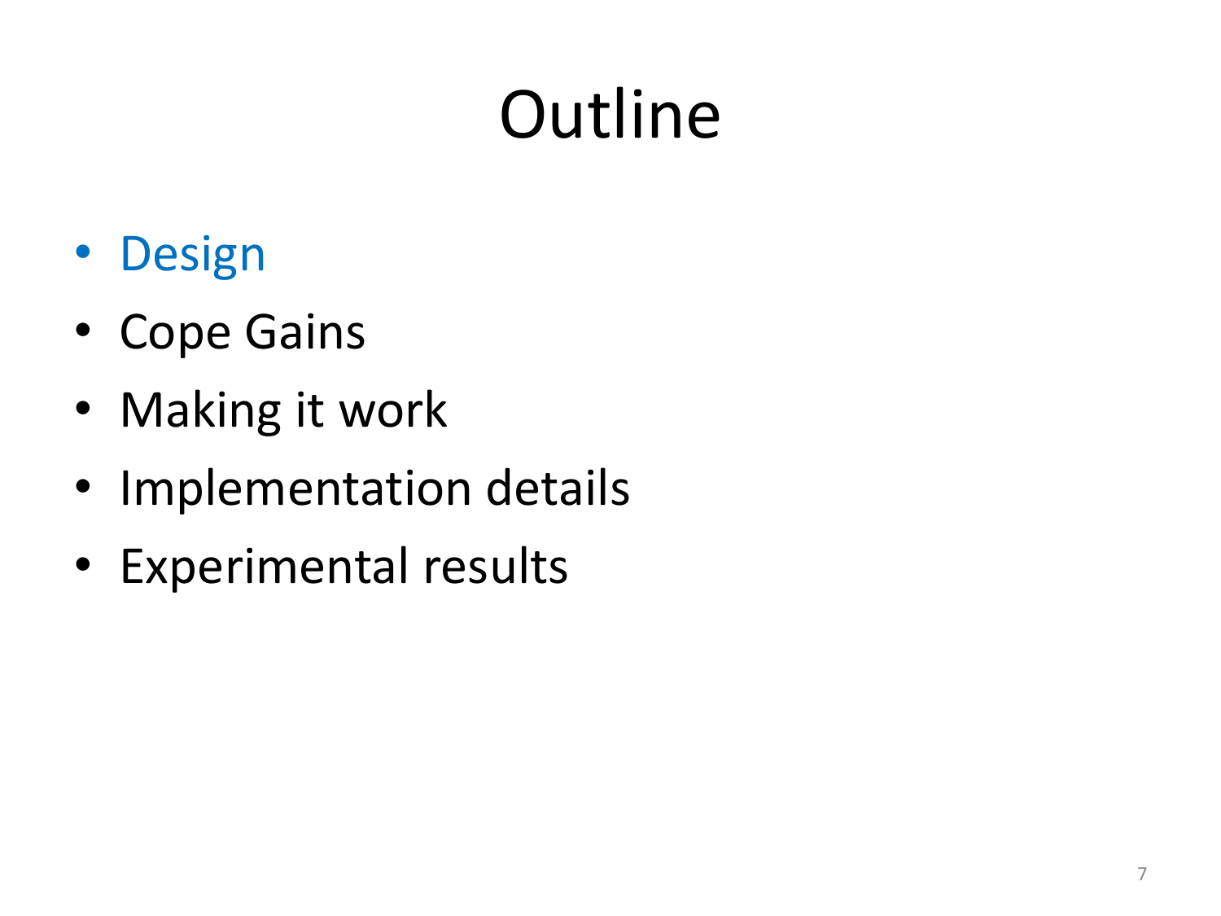# Outline

- Design
- Cope Gains
- Making it work
- Implementation details
- Experimental results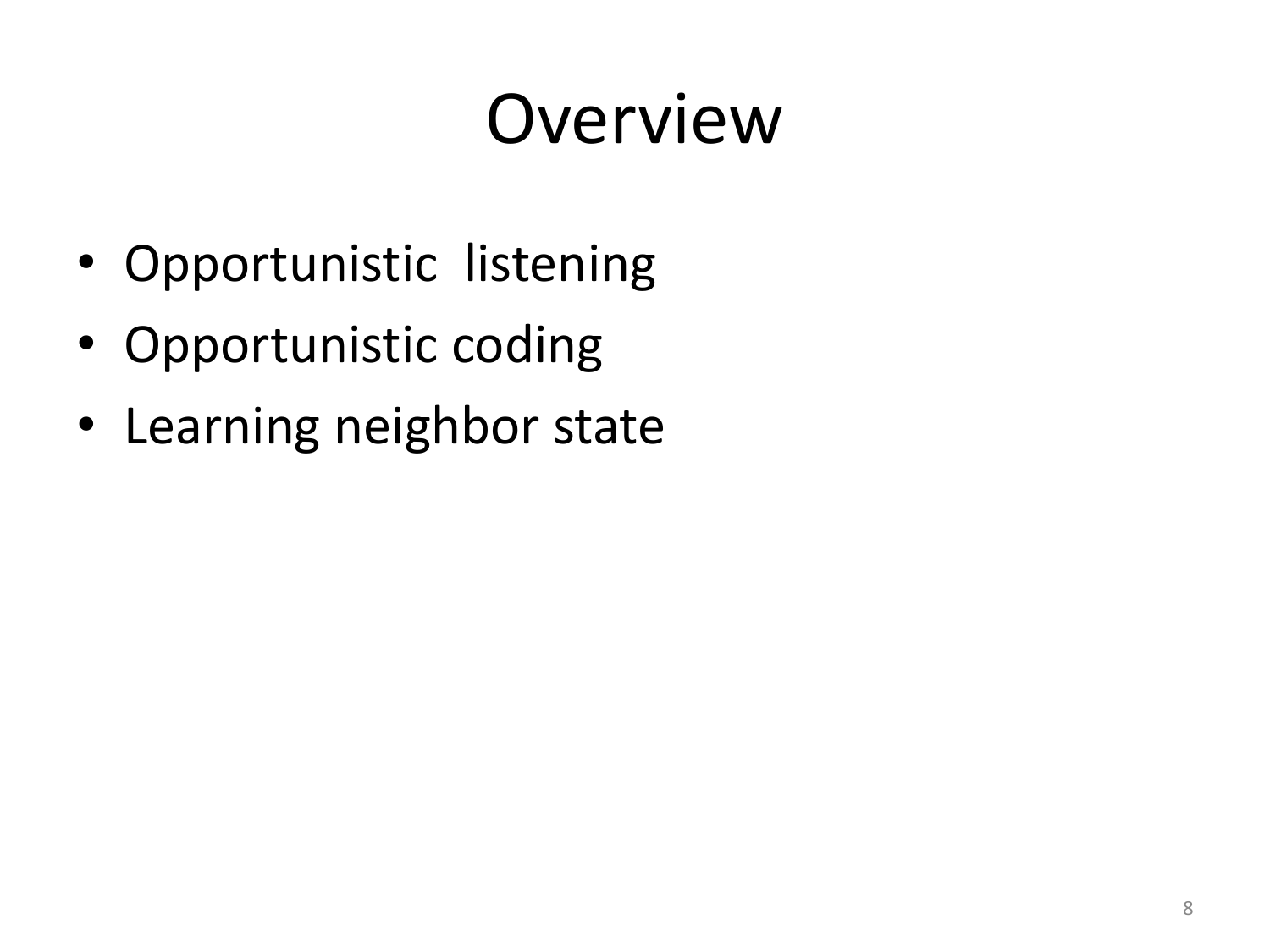# Overview

- Opportunistic listening
- Opportunistic coding
- Learning neighbor state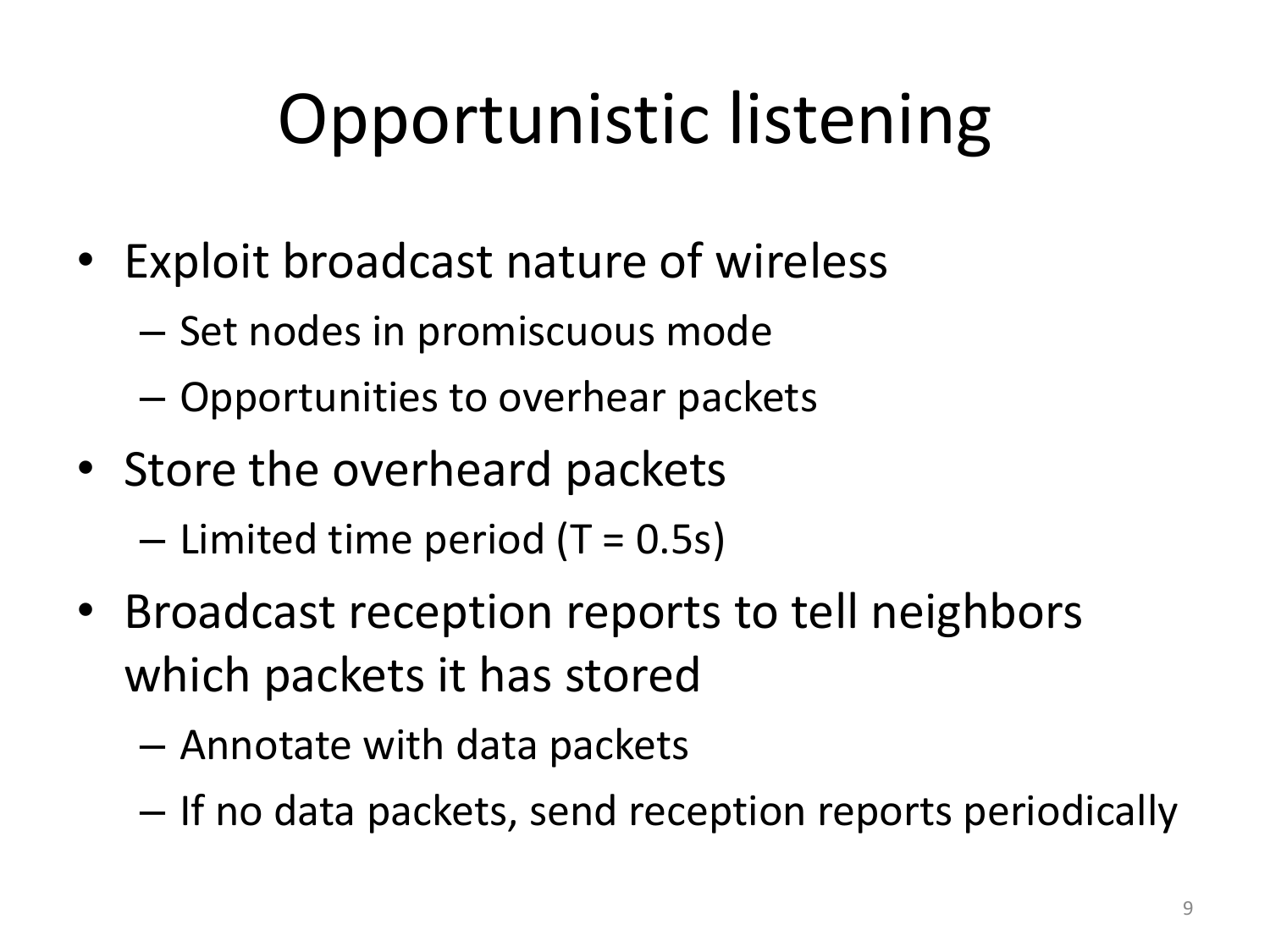# Opportunistic listening

- Exploit broadcast nature of wireless
  - Set nodes in promiscuous mode
  - Opportunities to overhear packets
- Store the overheard packets
  - Limited time period (T = 0.5s)
- Broadcast reception reports to tell neighbors which packets it has stored
  - Annotate with data packets
  - If no data packets, send reception reports periodically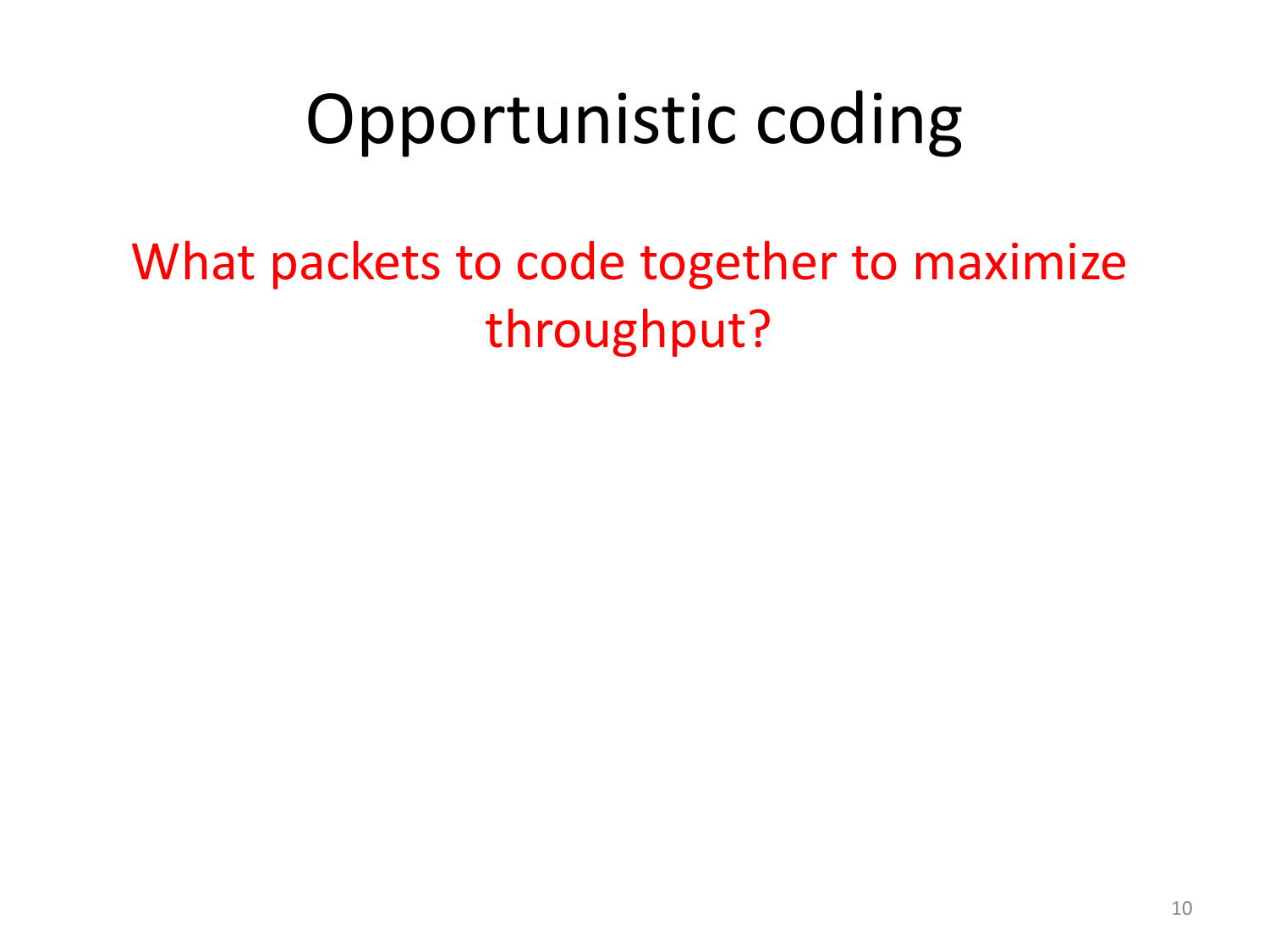# Opportunistic coding

What packets to code together to maximize throughput?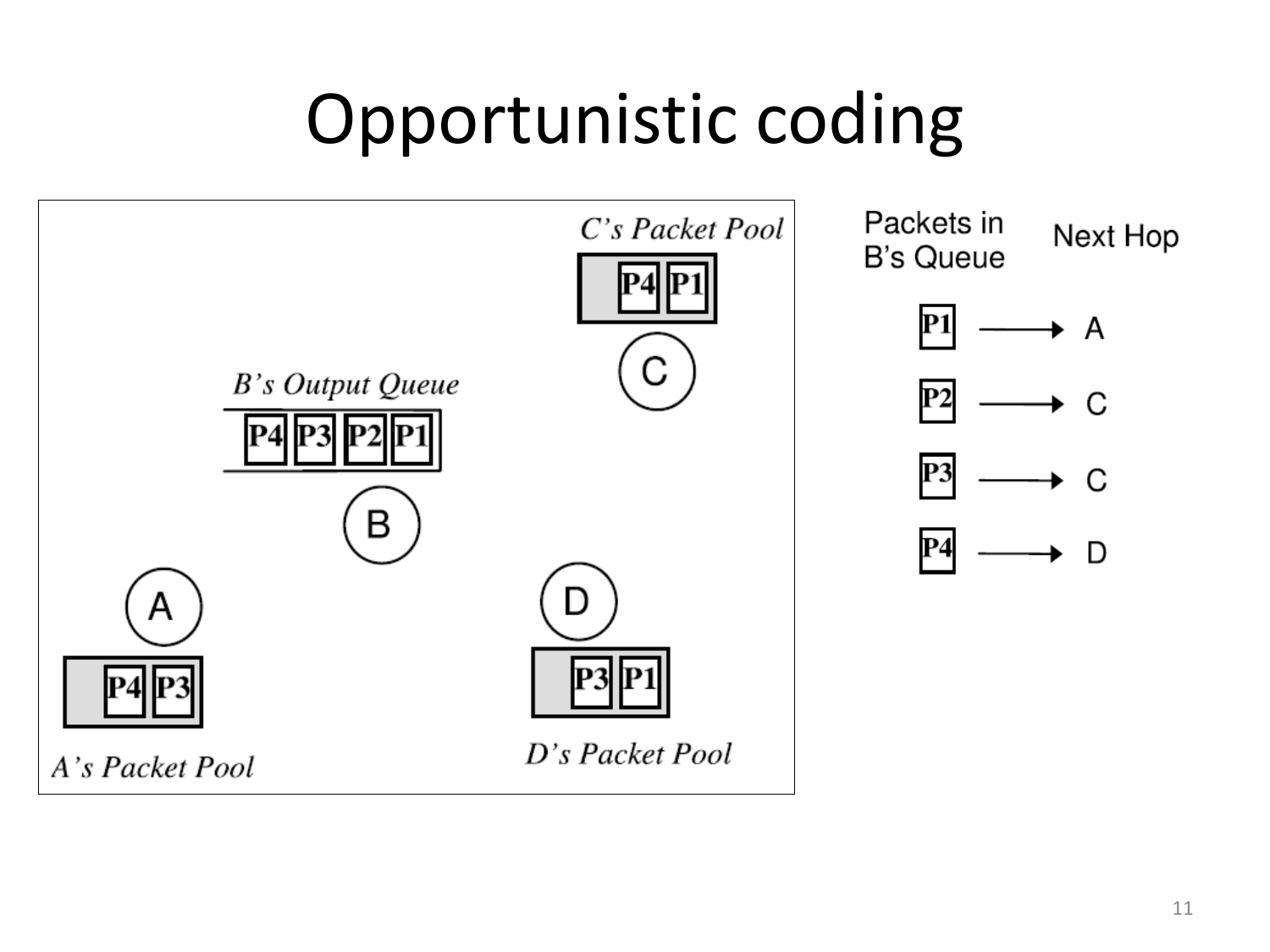# Opportunistic coding

*C's Packet Pool*

P4 P1

C

*B's Output Queue*

P4 P3 P2 P1

B

A

D

P4 P3

P3 P1

*A's Packet Pool*

*D's Packet Pool*

| Packets in B's Queue | Next Hop |
| --- | --- |
| P1 | A |
| P2 | C |
| P3 | C |
| P4 | D |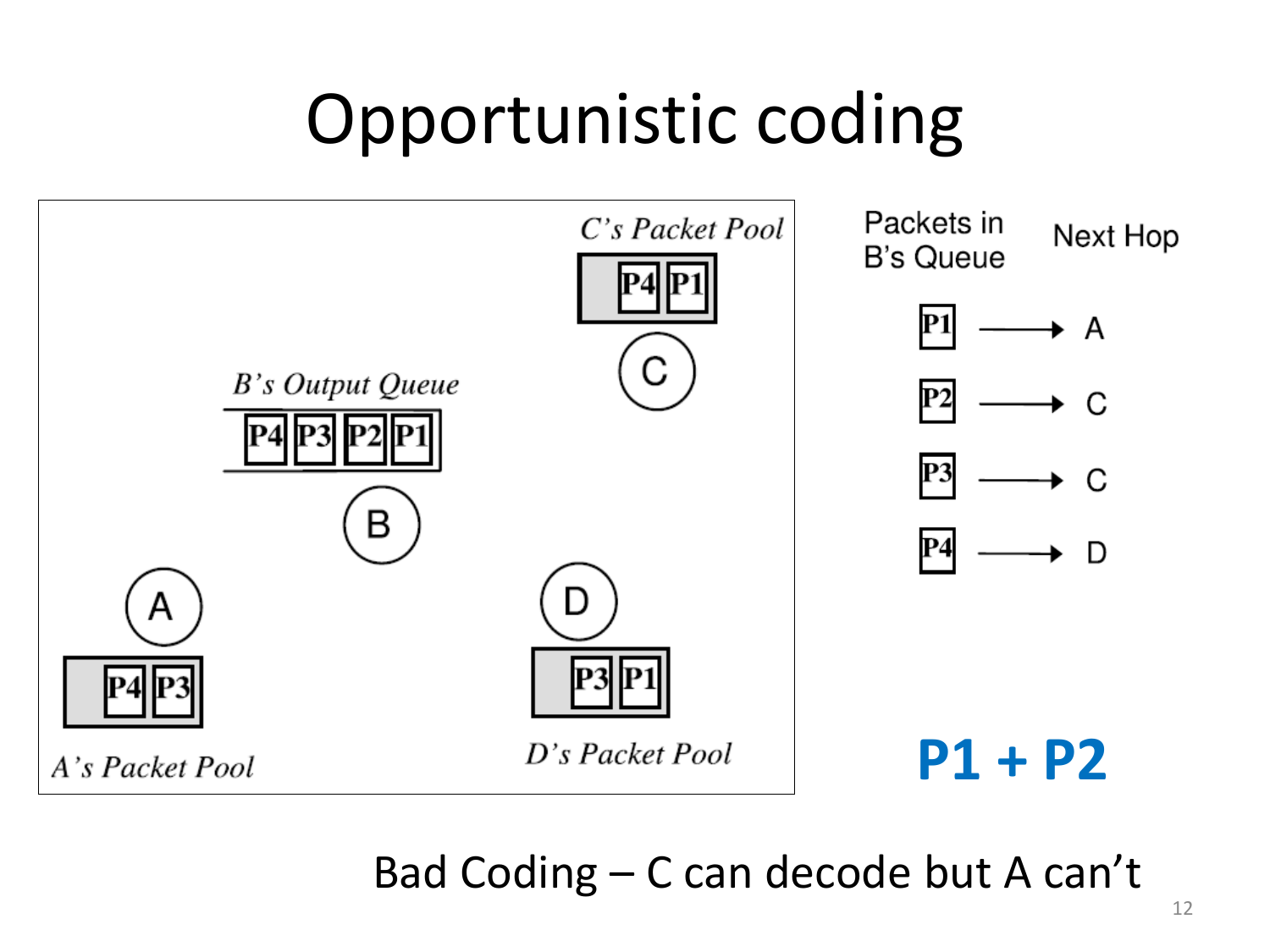# Opportunistic coding

C's Packet Pool: P4, P1

B's Output Queue: P4, P3, P2, P1

A's Packet Pool: P4, P3

D's Packet Pool: P3, P1

| Packets in B's Queue | Next Hop |
| --- | --- |
| P1 | A |
| P2 | C |
| P3 | C |
| P4 | D |

**P1 + P2**

Bad Coding – C can decode but A can't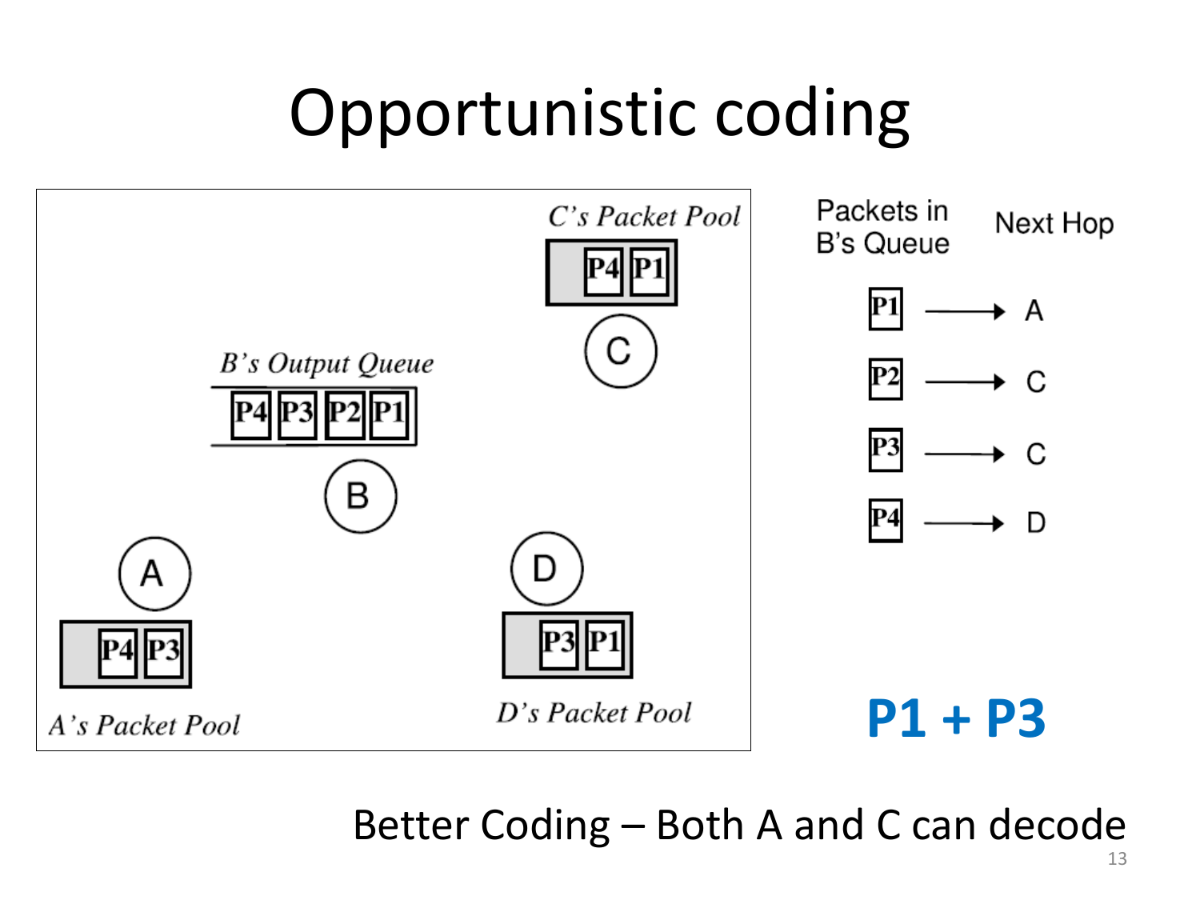# Opportunistic coding

C's Packet Pool: P4 P1

B's Output Queue: P4 P3 P2 P1

A's Packet Pool: P4 P3

D's Packet Pool: P3 P1

| Packets in B's Queue | Next Hop |
|---|---|
| P1 | A |
| P2 | C |
| P3 | C |
| P4 | D |

**P1 + P3**

Better Coding – Both A and C can decode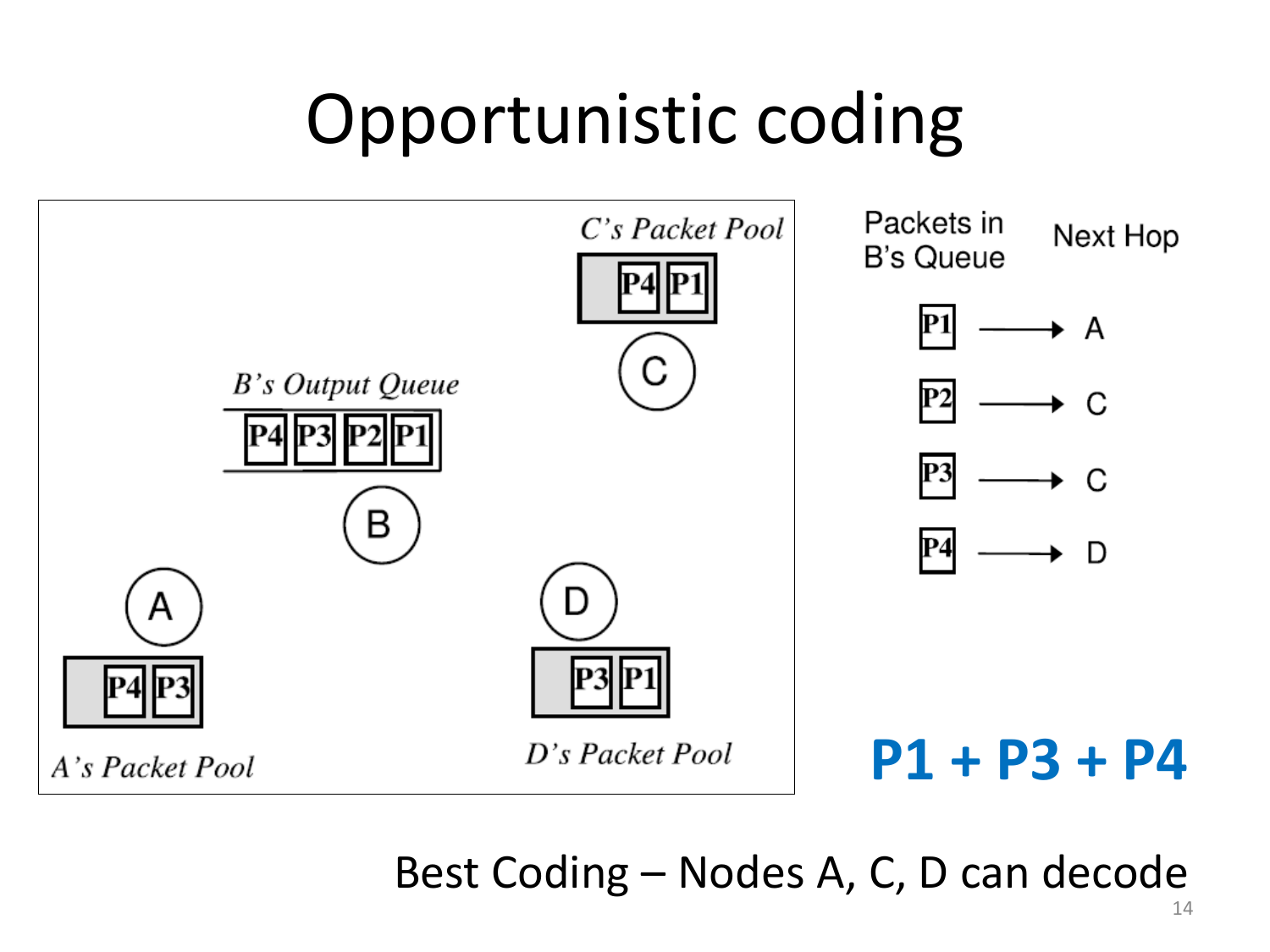# Opportunistic coding

*C's Packet Pool*: P4 P1

*B's Output Queue*: P4 P3 P2 P1

*A's Packet Pool*: P4 P3

*D's Packet Pool*: P3 P1

| Packets in B's Queue | Next Hop |
|---|---|
| P1 | A |
| P2 | C |
| P3 | C |
| P4 | D |

**P1 + P3 + P4**

Best Coding – Nodes A, C, D can decode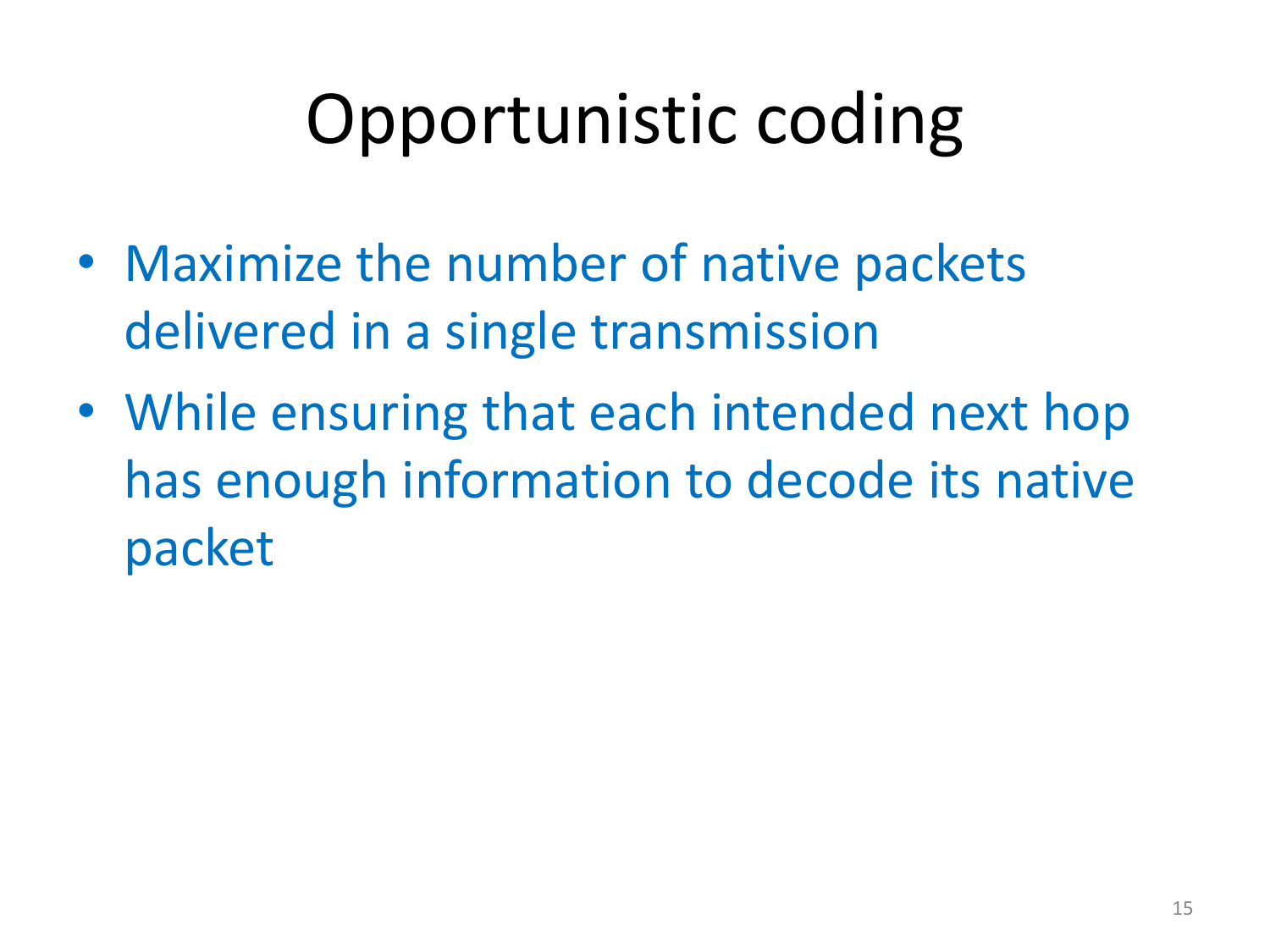# Opportunistic coding

- Maximize the number of native packets delivered in a single transmission
- While ensuring that each intended next hop has enough information to decode its native packet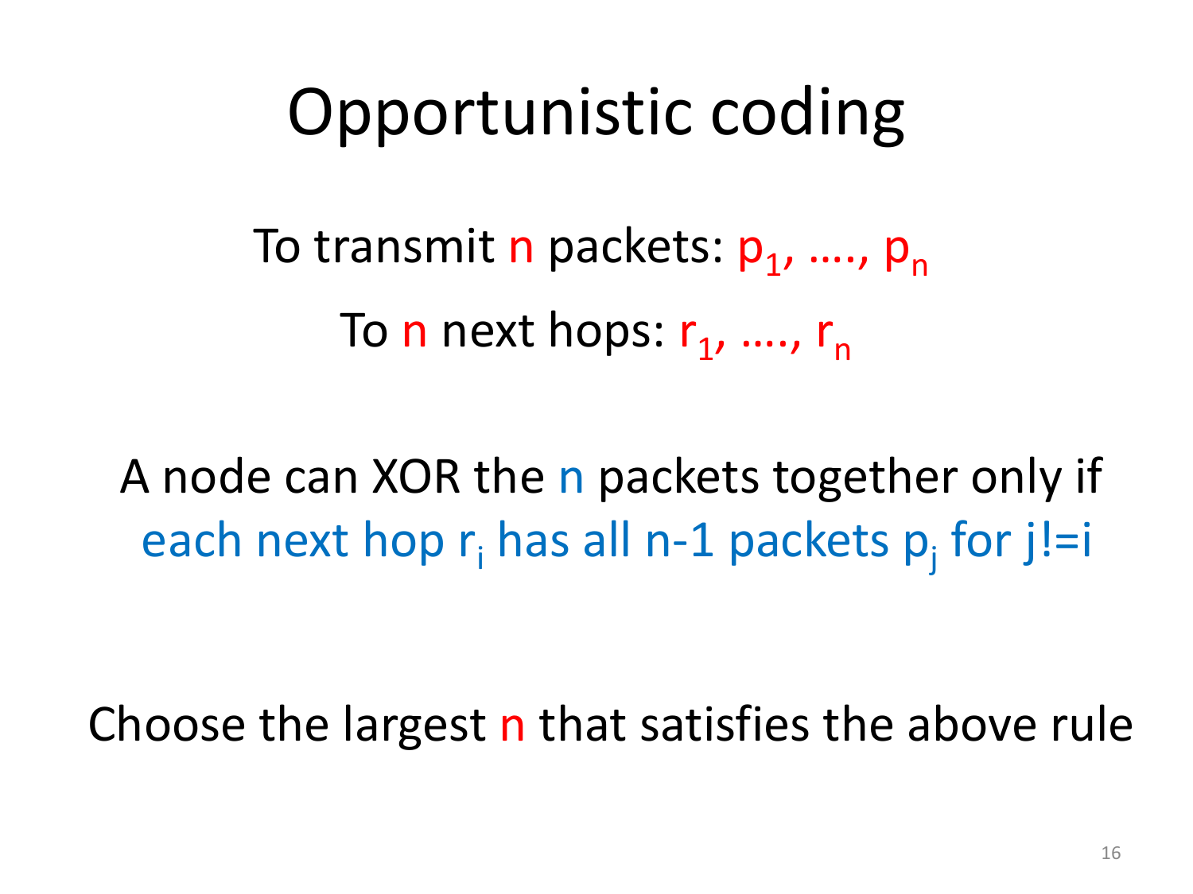# Opportunistic coding

To transmit $n$ packets: $p_1, \ldots., p_n$

To $n$ next hops: $r_1, \ldots., r_n$

A node can XOR the $n$ packets together only if each next hop $r_i$ has all n-1 packets $p_j$ for j!=i

Choose the largest $n$ that satisfies the above rule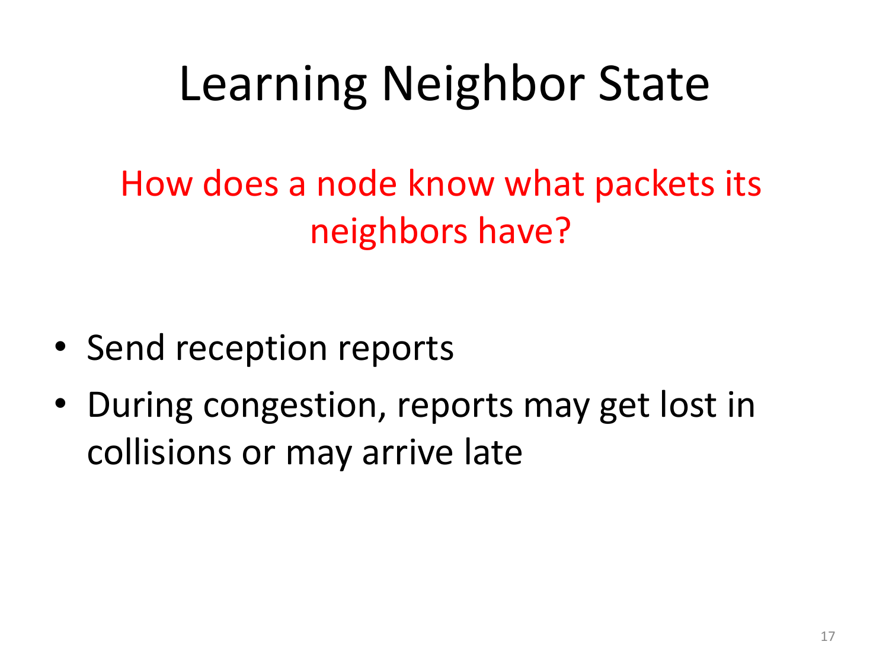# Learning Neighbor State

How does a node know what packets its neighbors have?

- Send reception reports
- During congestion, reports may get lost in collisions or may arrive late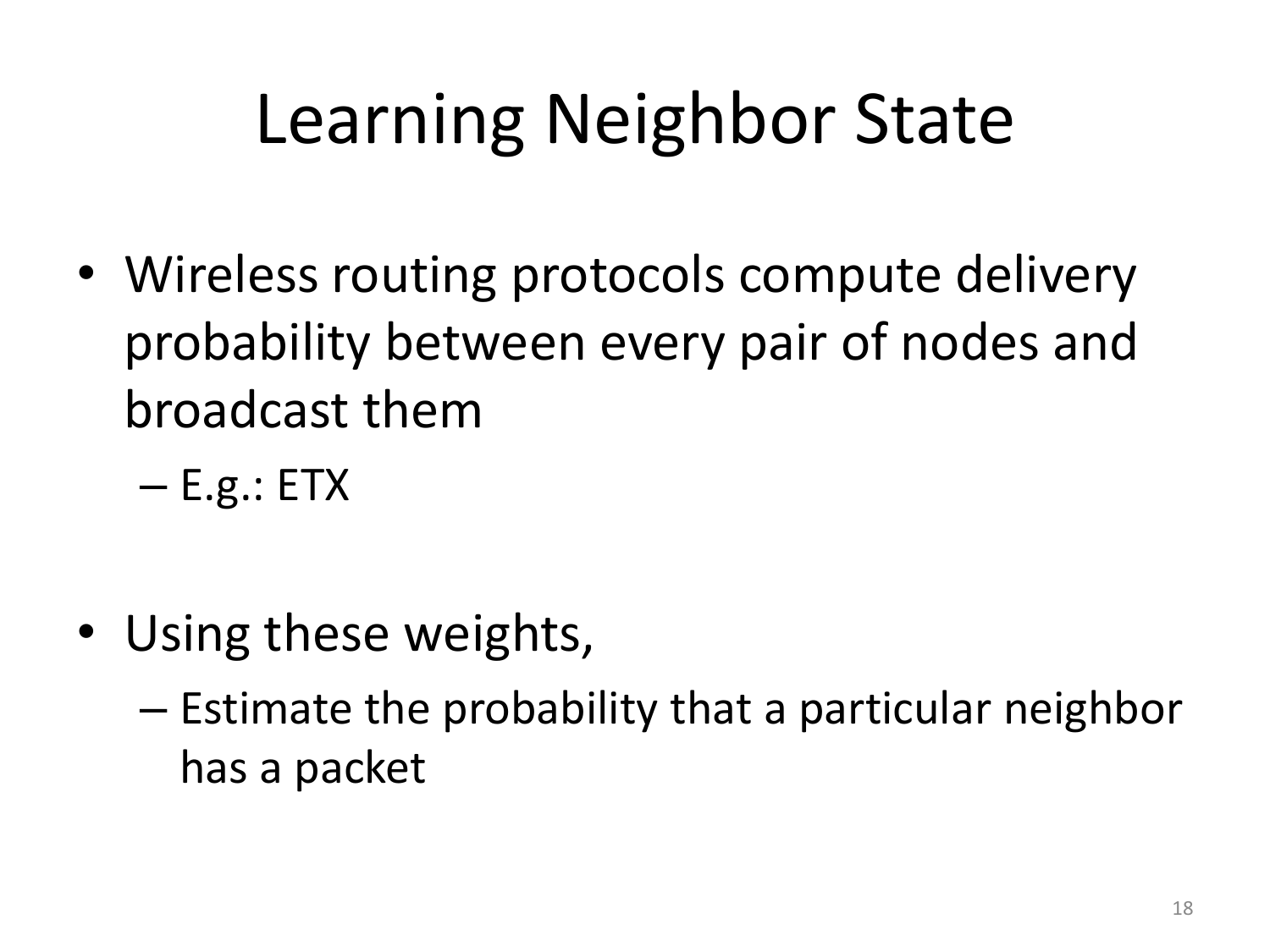# Learning Neighbor State

- Wireless routing protocols compute delivery probability between every pair of nodes and broadcast them
  - E.g.: ETX

- Using these weights,
  - Estimate the probability that a particular neighbor has a packet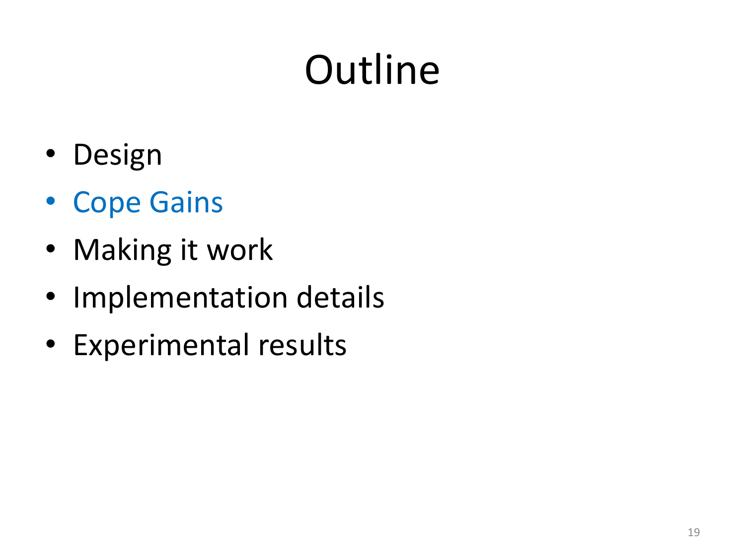# Outline

- Design
- Cope Gains
- Making it work
- Implementation details
- Experimental results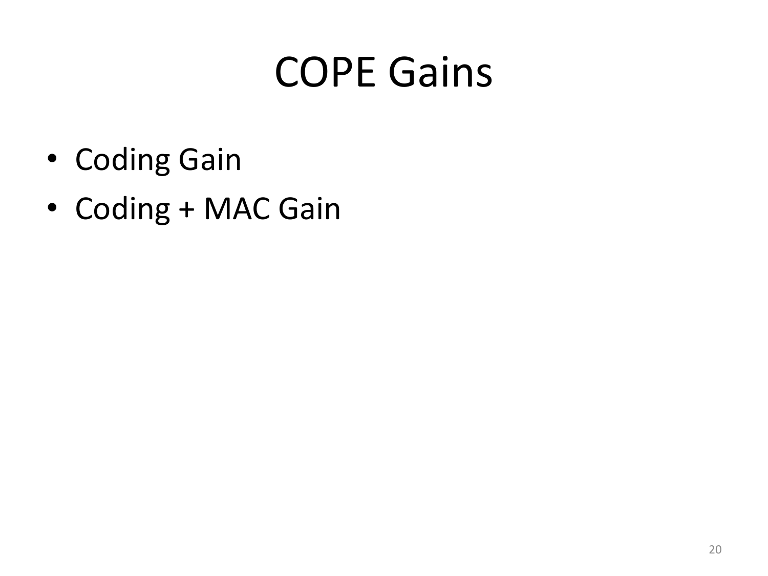# COPE Gains

- Coding Gain
- Coding + MAC Gain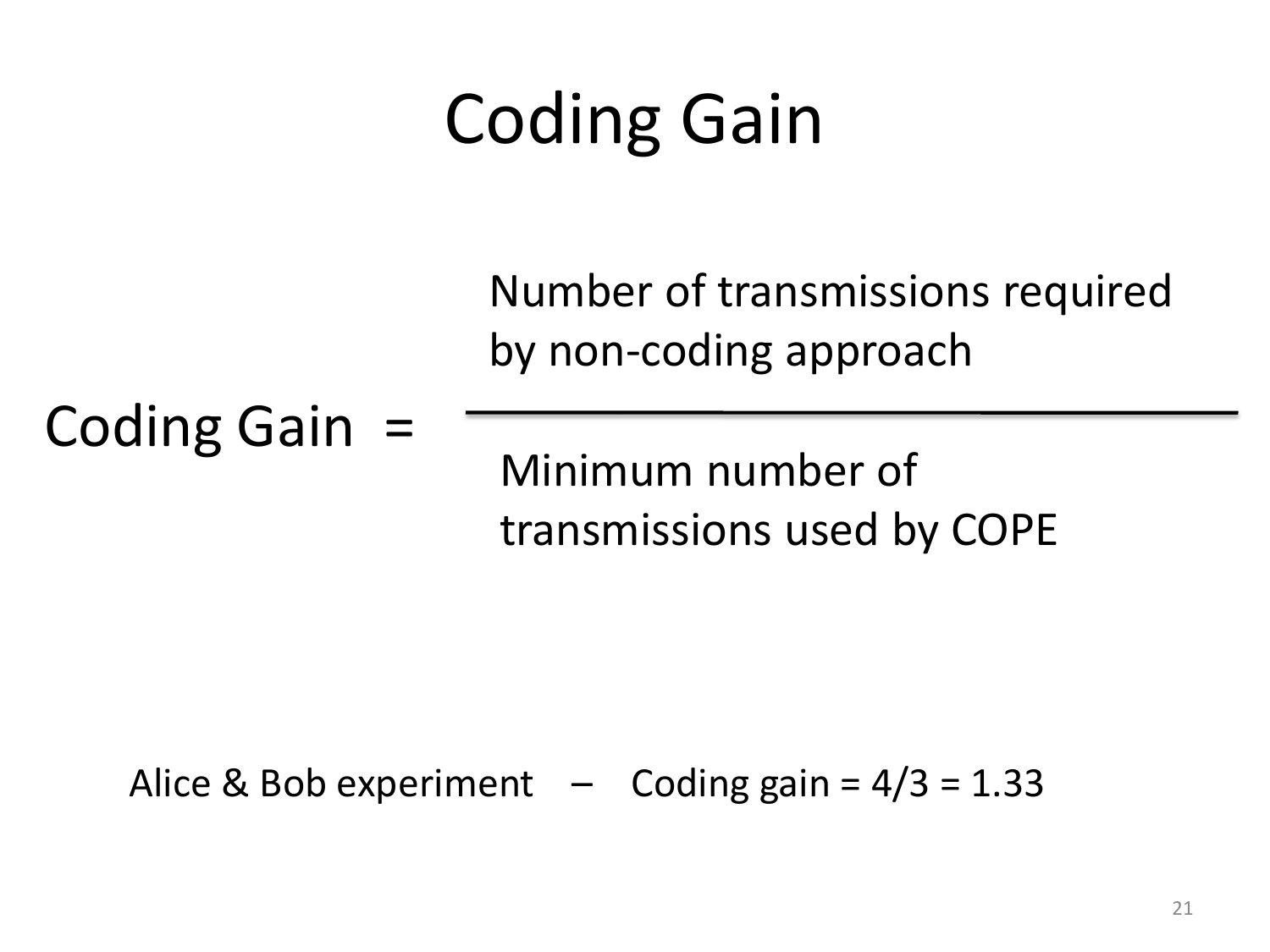# Coding Gain

$$\text{Coding Gain} = \frac{\text{Number of transmissions required by non-coding approach}}{\text{Minimum number of transmissions used by COPE}}$$

Alice & Bob experiment – Coding gain = 4/3 = 1.33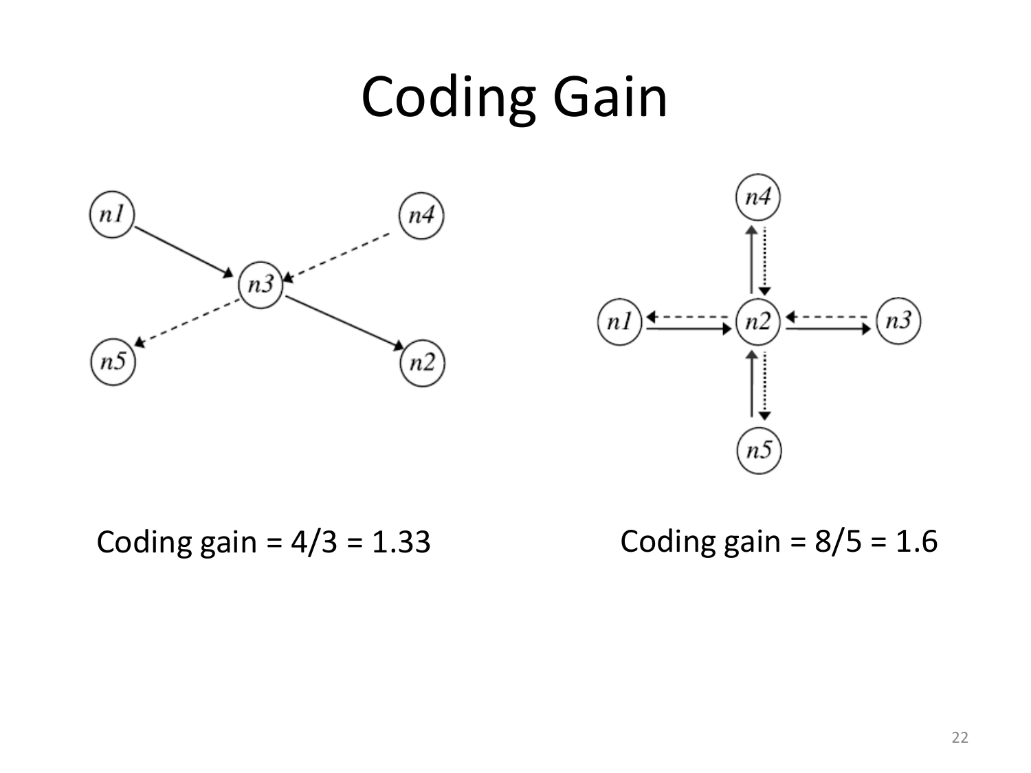# Coding Gain

Coding gain = 4/3 = 1.33

Coding gain = 8/5 = 1.6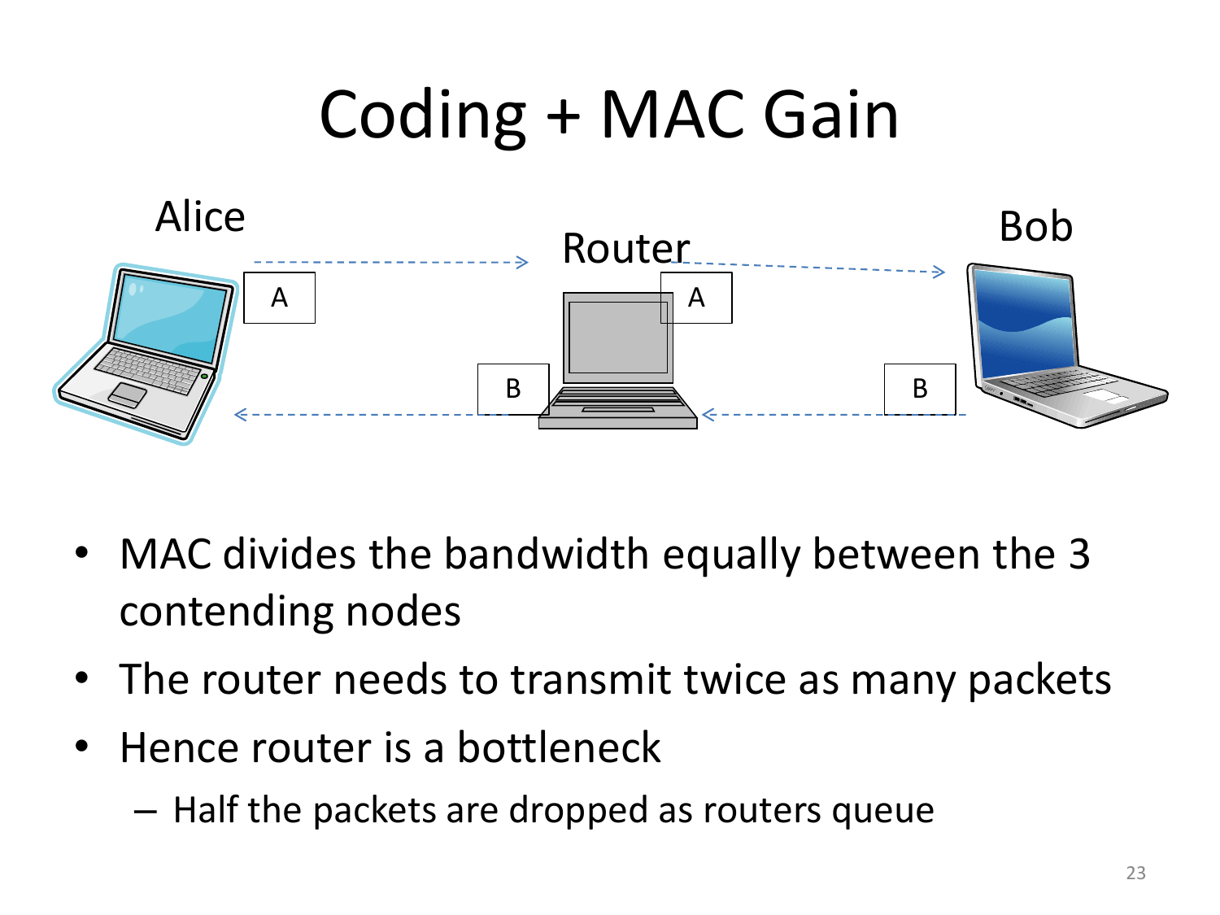# Coding + MAC Gain

Alice

Router

Bob

A

A

B

B

- MAC divides the bandwidth equally between the 3 contending nodes
- The router needs to transmit twice as many packets
- Hence router is a bottleneck
  - Half the packets are dropped as routers queue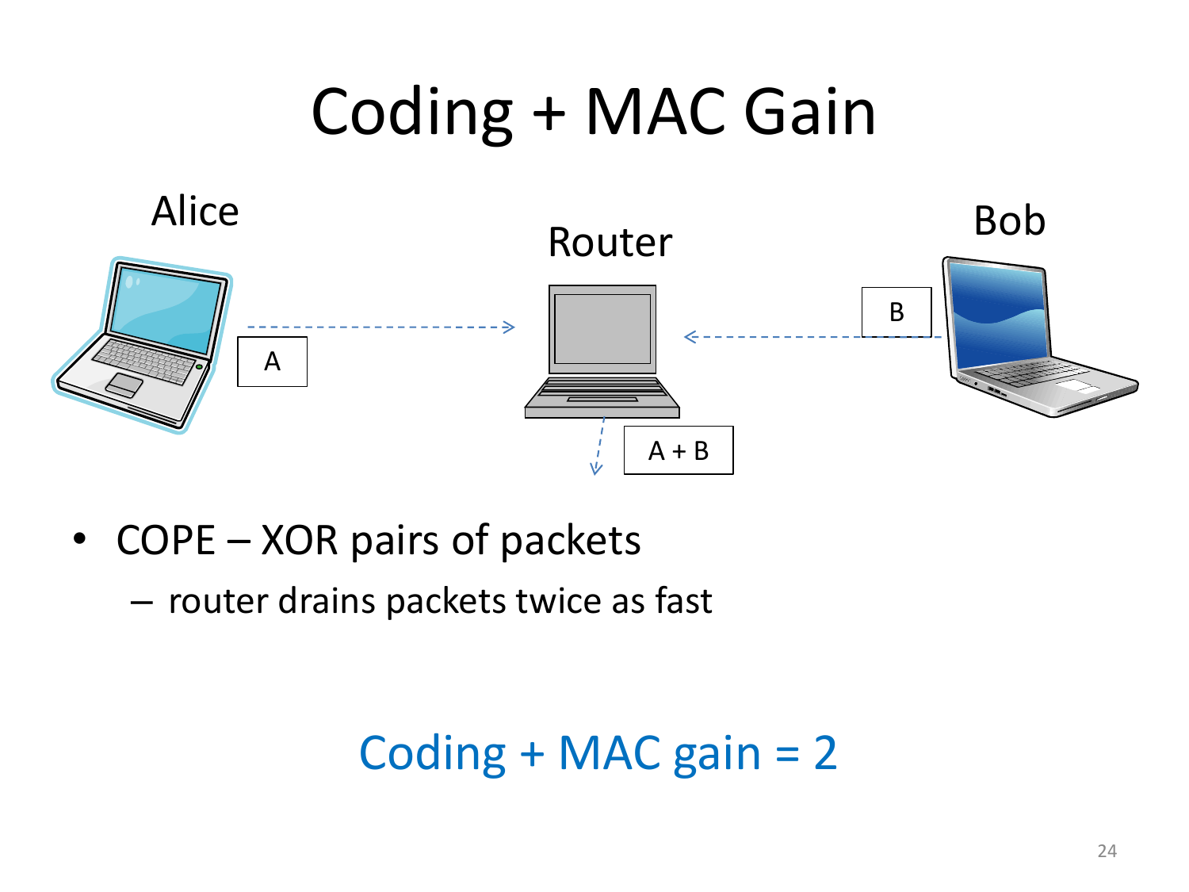# Coding + MAC Gain

Alice

Router

Bob

A

B

A + B

- COPE – XOR pairs of packets
  - router drains packets twice as fast

Coding + MAC gain = 2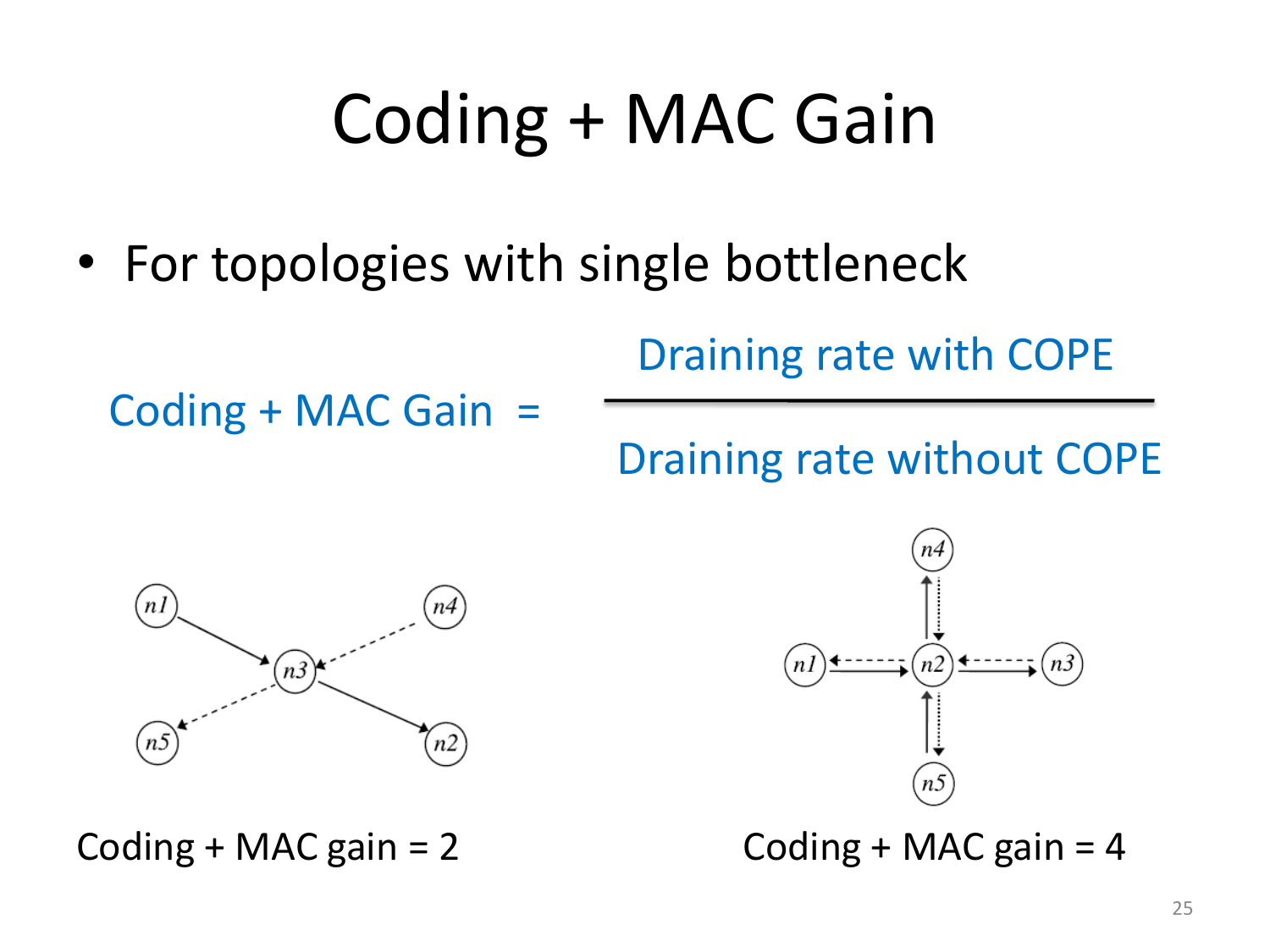# Coding + MAC Gain

- For topologies with single bottleneck

$$\text{Coding + MAC Gain} = \frac{\text{Draining rate with COPE}}{\text{Draining rate without COPE}}$$

Coding + MAC gain = 2

Coding + MAC gain = 4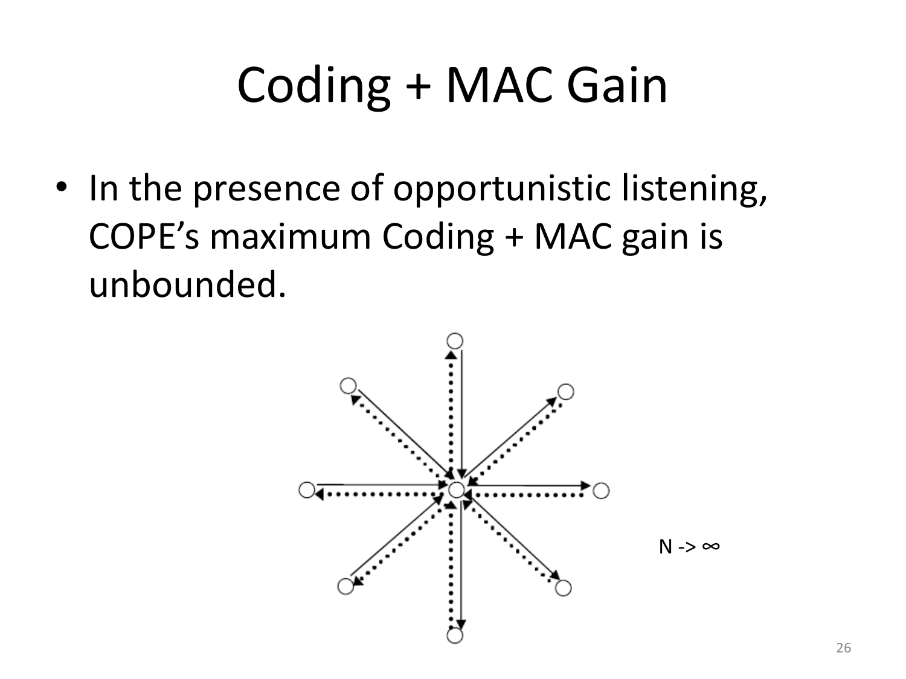# Coding + MAC Gain

- In the presence of opportunistic listening, COPE's maximum Coding + MAC gain is unbounded.

N -> ∞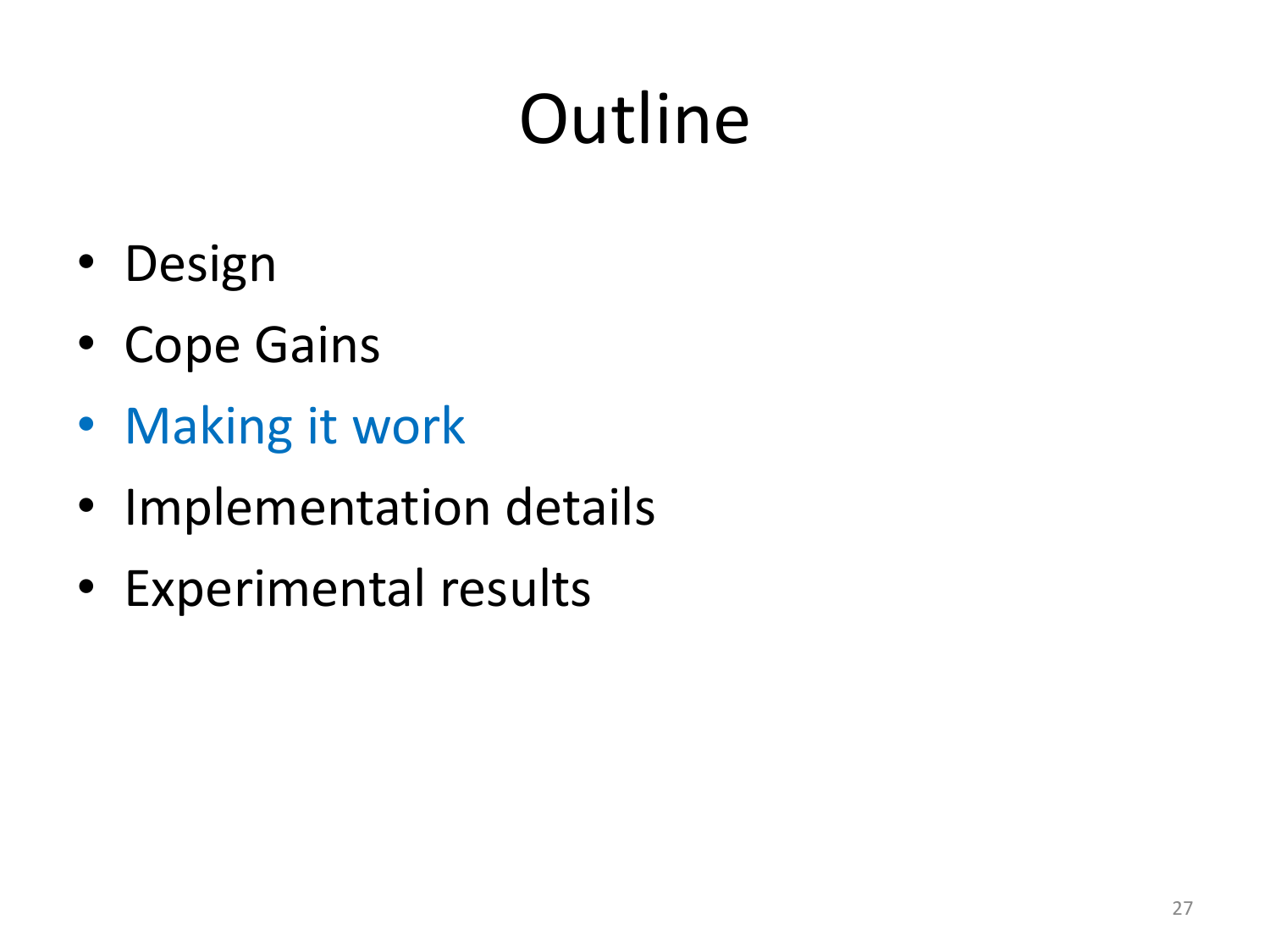# Outline

- Design
- Cope Gains
- Making it work
- Implementation details
- Experimental results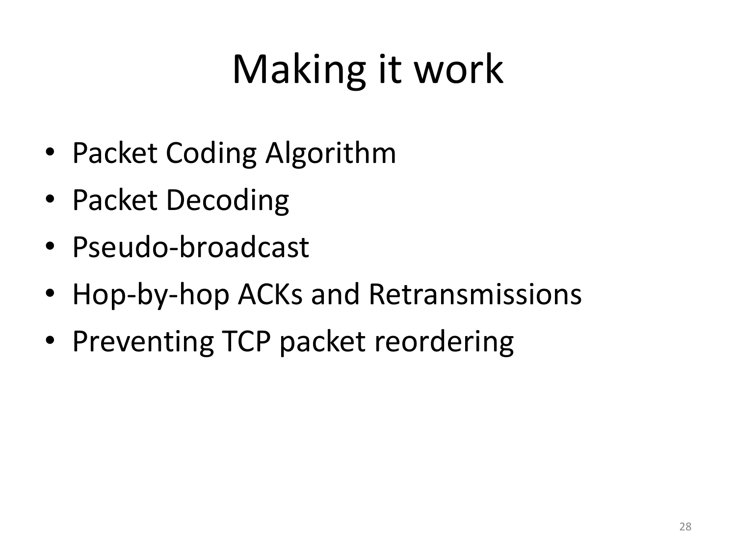# Making it work

- Packet Coding Algorithm
- Packet Decoding
- Pseudo-broadcast
- Hop-by-hop ACKs and Retransmissions
- Preventing TCP packet reordering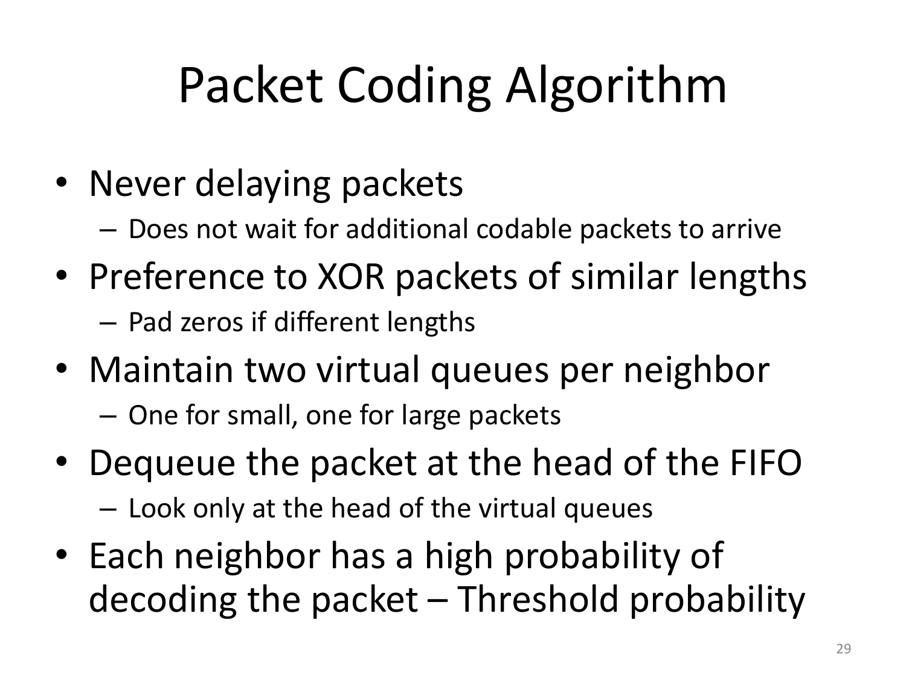# Packet Coding Algorithm

- Never delaying packets
  - Does not wait for additional codable packets to arrive
- Preference to XOR packets of similar lengths
  - Pad zeros if different lengths
- Maintain two virtual queues per neighbor
  - One for small, one for large packets
- Dequeue the packet at the head of the FIFO
  - Look only at the head of the virtual queues
- Each neighbor has a high probability of decoding the packet – Threshold probability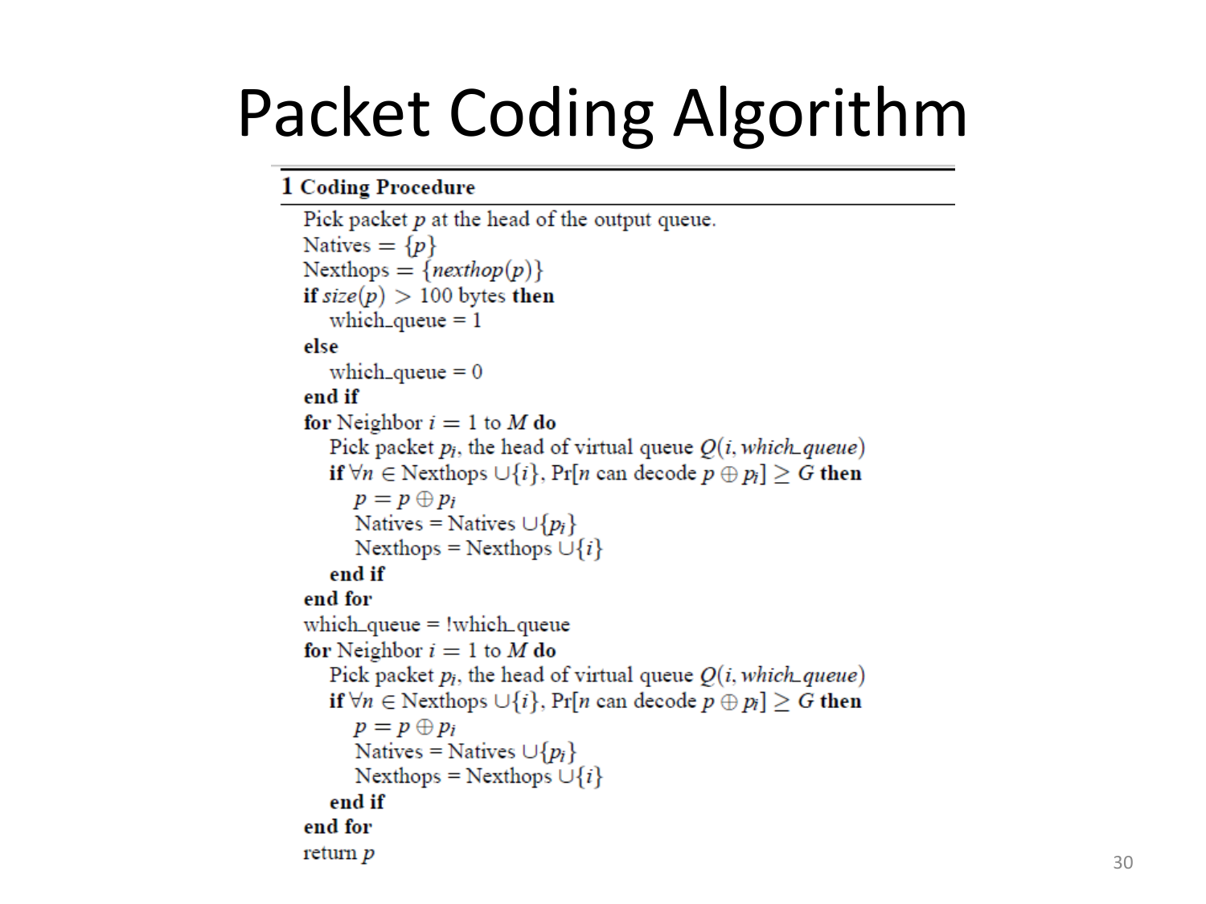# Packet Coding Algorithm

**1 Coding Procedure**

Pick packet $p$ at the head of the output queue.
Natives $= \{p\}$
Nexthops $= \{nexthop(p)\}$
**if** $size(p) > 100$ bytes **then**
  which_queue = 1
**else**
  which_queue = 0
**end if**
**for** Neighbor $i = 1$ to $M$ **do**
  Pick packet $p_i$, the head of virtual queue $Q(i, which\_queue)$
  **if** $\forall n \in$ Nexthops $\cup \{i\}$, $\Pr[n$ can decode $p \oplus p_i] \geq G$ **then**
    $p = p \oplus p_i$
    Natives = Natives $\cup \{p_i\}$
    Nexthops = Nexthops $\cup \{i\}$
  **end if**
**end for**
which_queue = !which_queue
**for** Neighbor $i = 1$ to $M$ **do**
  Pick packet $p_i$, the head of virtual queue $Q(i, which\_queue)$
  **if** $\forall n \in$ Nexthops $\cup \{i\}$, $\Pr[n$ can decode $p \oplus p_i] \geq G$ **then**
    $p = p \oplus p_i$
    Natives = Natives $\cup \{p_i\}$
    Nexthops = Nexthops $\cup \{i\}$
  **end if**
**end for**
return $p$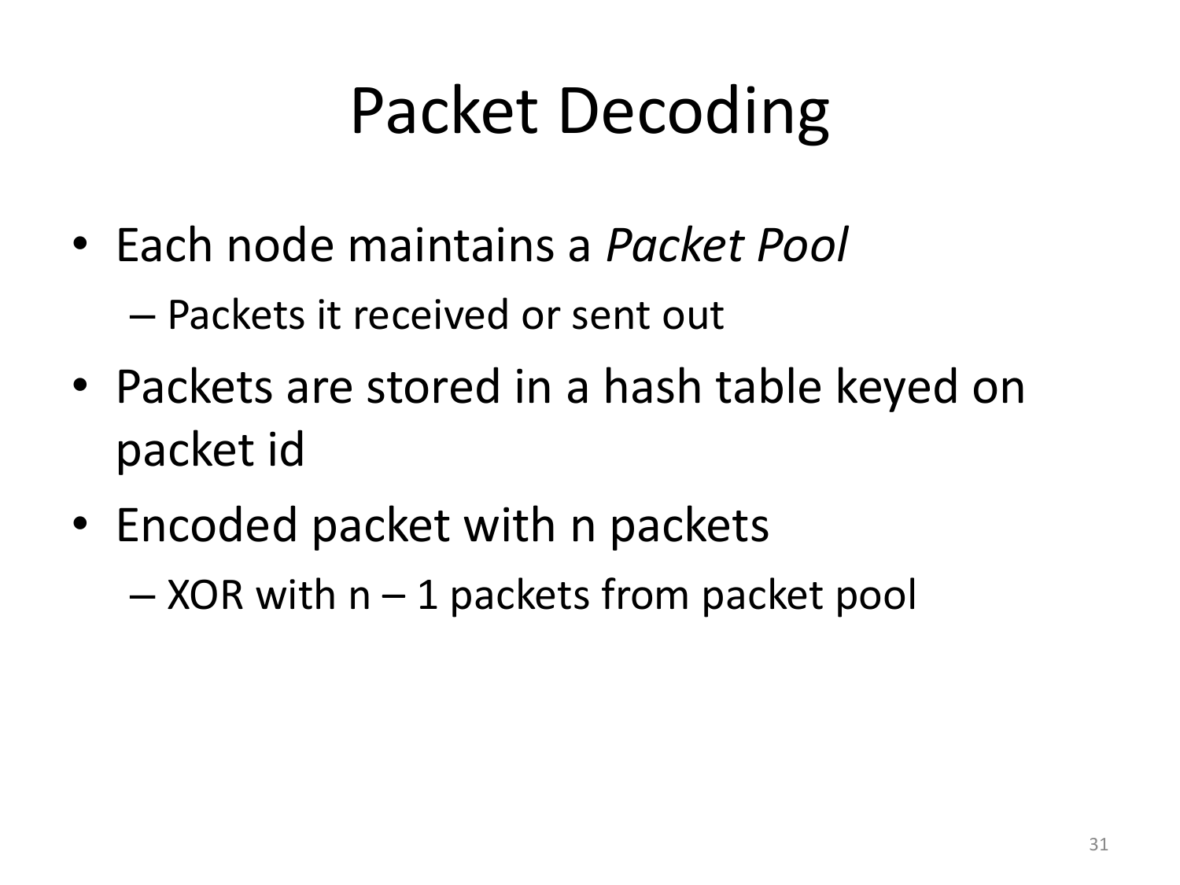# Packet Decoding

- Each node maintains a *Packet Pool*
  - Packets it received or sent out
- Packets are stored in a hash table keyed on packet id
- Encoded packet with n packets
  - XOR with n – 1 packets from packet pool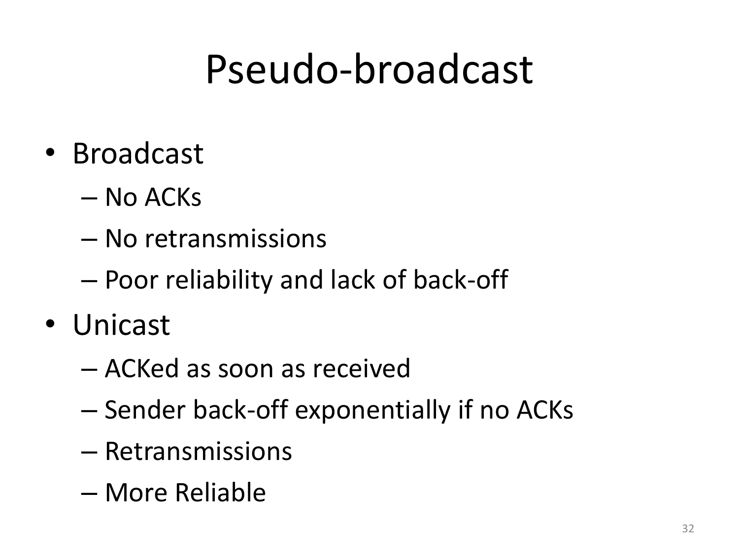# Pseudo-broadcast

- Broadcast
  - No ACKs
  - No retransmissions
  - Poor reliability and lack of back-off
- Unicast
  - ACKed as soon as received
  - Sender back-off exponentially if no ACKs
  - Retransmissions
  - More Reliable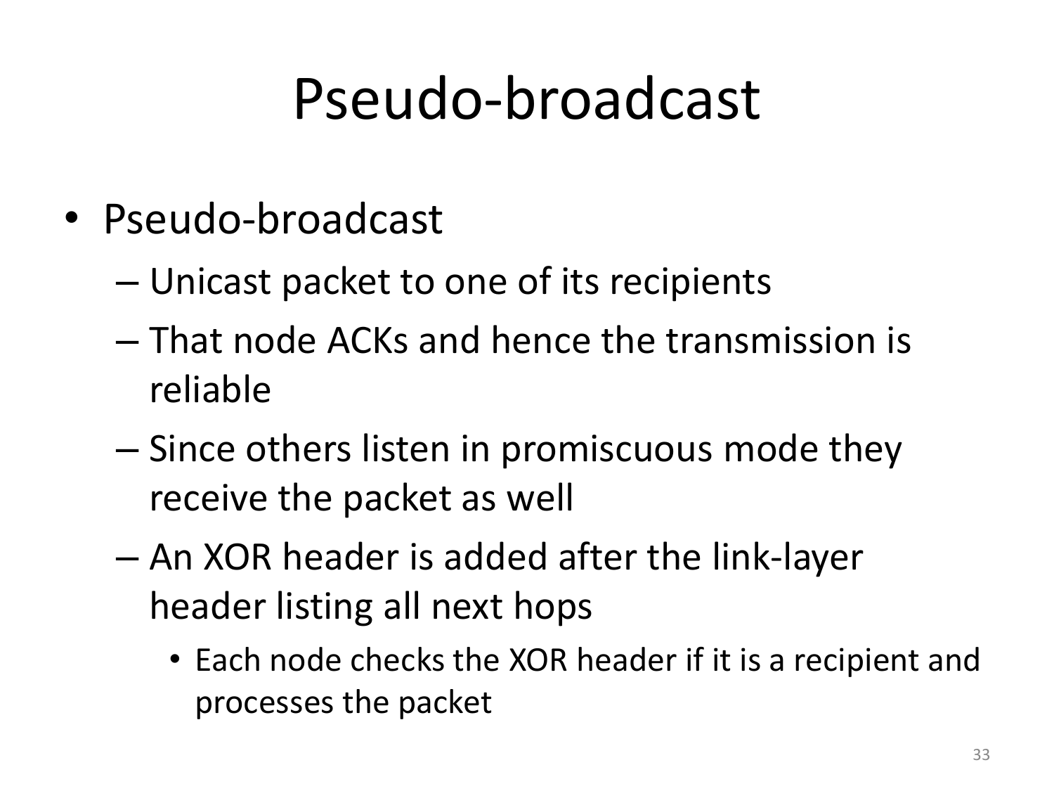# Pseudo-broadcast

- Pseudo-broadcast
  - Unicast packet to one of its recipients
  - That node ACKs and hence the transmission is reliable
  - Since others listen in promiscuous mode they receive the packet as well
  - An XOR header is added after the link-layer header listing all next hops
    - Each node checks the XOR header if it is a recipient and processes the packet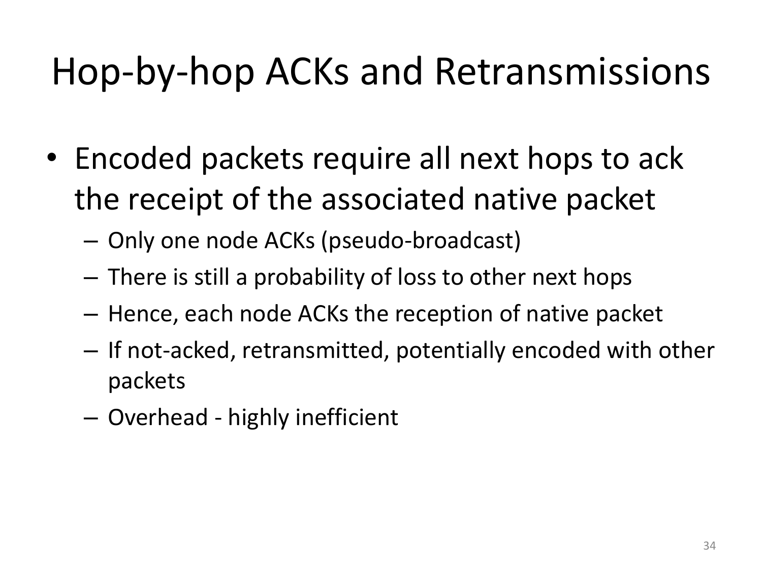# Hop-by-hop ACKs and Retransmissions

- Encoded packets require all next hops to ack the receipt of the associated native packet
  - Only one node ACKs (pseudo-broadcast)
  - There is still a probability of loss to other next hops
  - Hence, each node ACKs the reception of native packet
  - If not-acked, retransmitted, potentially encoded with other packets
  - Overhead - highly inefficient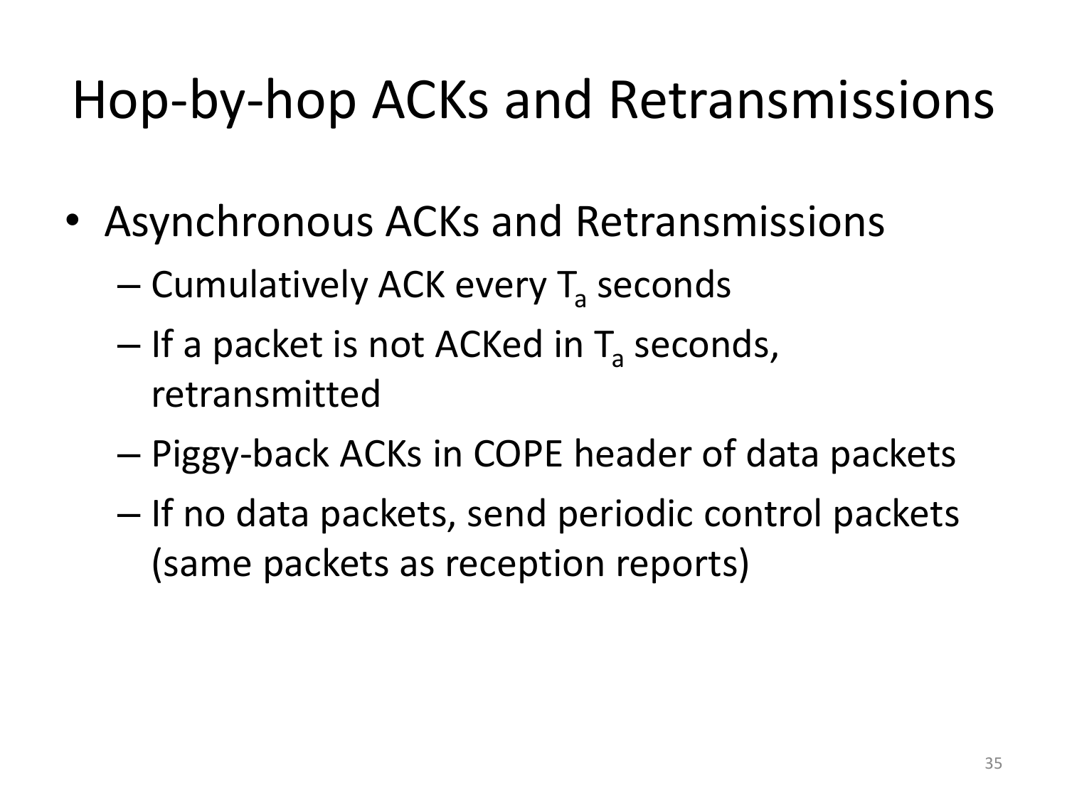# Hop-by-hop ACKs and Retransmissions

- Asynchronous ACKs and Retransmissions
  - Cumulatively ACK every $T_a$ seconds
  - If a packet is not ACKed in $T_a$ seconds, retransmitted
  - Piggy-back ACKs in COPE header of data packets
  - If no data packets, send periodic control packets (same packets as reception reports)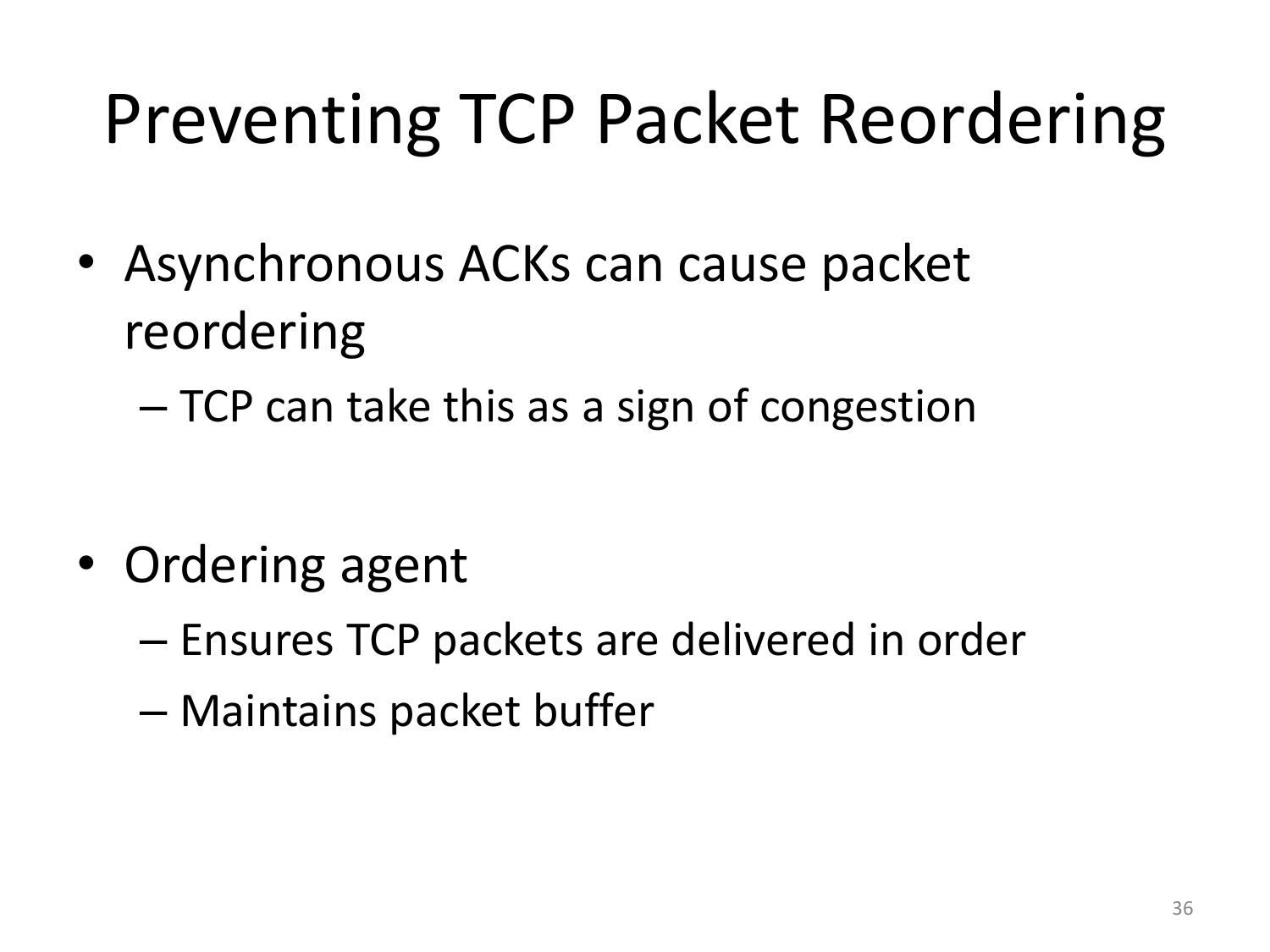# Preventing TCP Packet Reordering

- Asynchronous ACKs can cause packet reordering
  - TCP can take this as a sign of congestion

- Ordering agent
  - Ensures TCP packets are delivered in order
  - Maintains packet buffer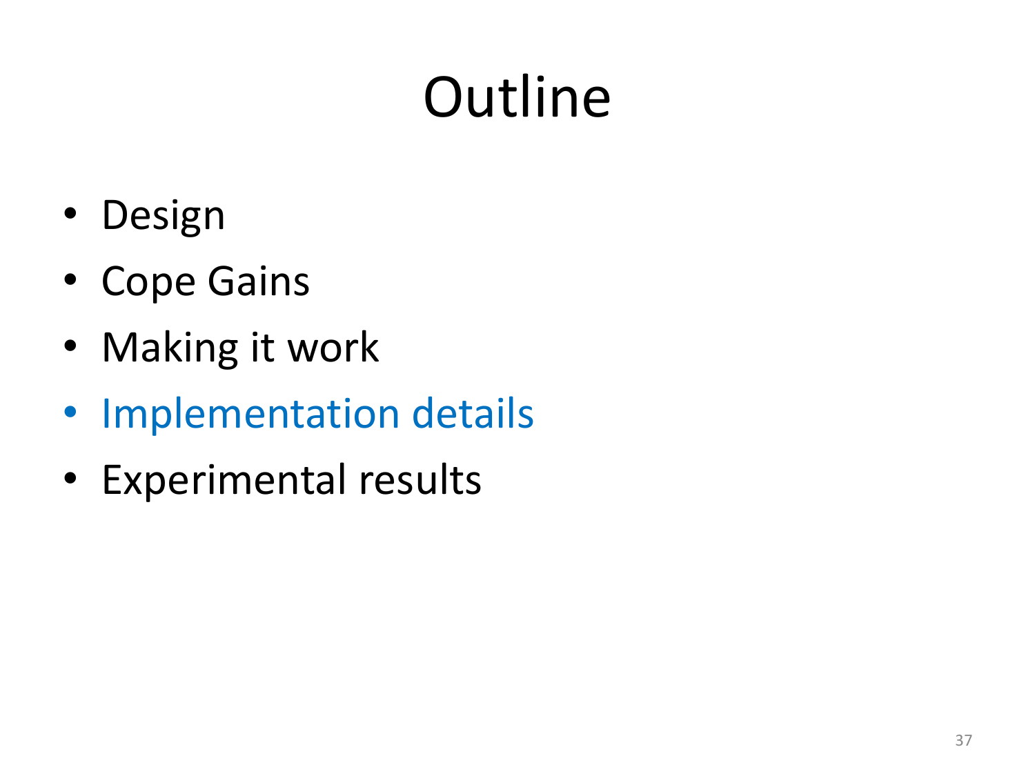# Outline

- Design
- Cope Gains
- Making it work
- Implementation details
- Experimental results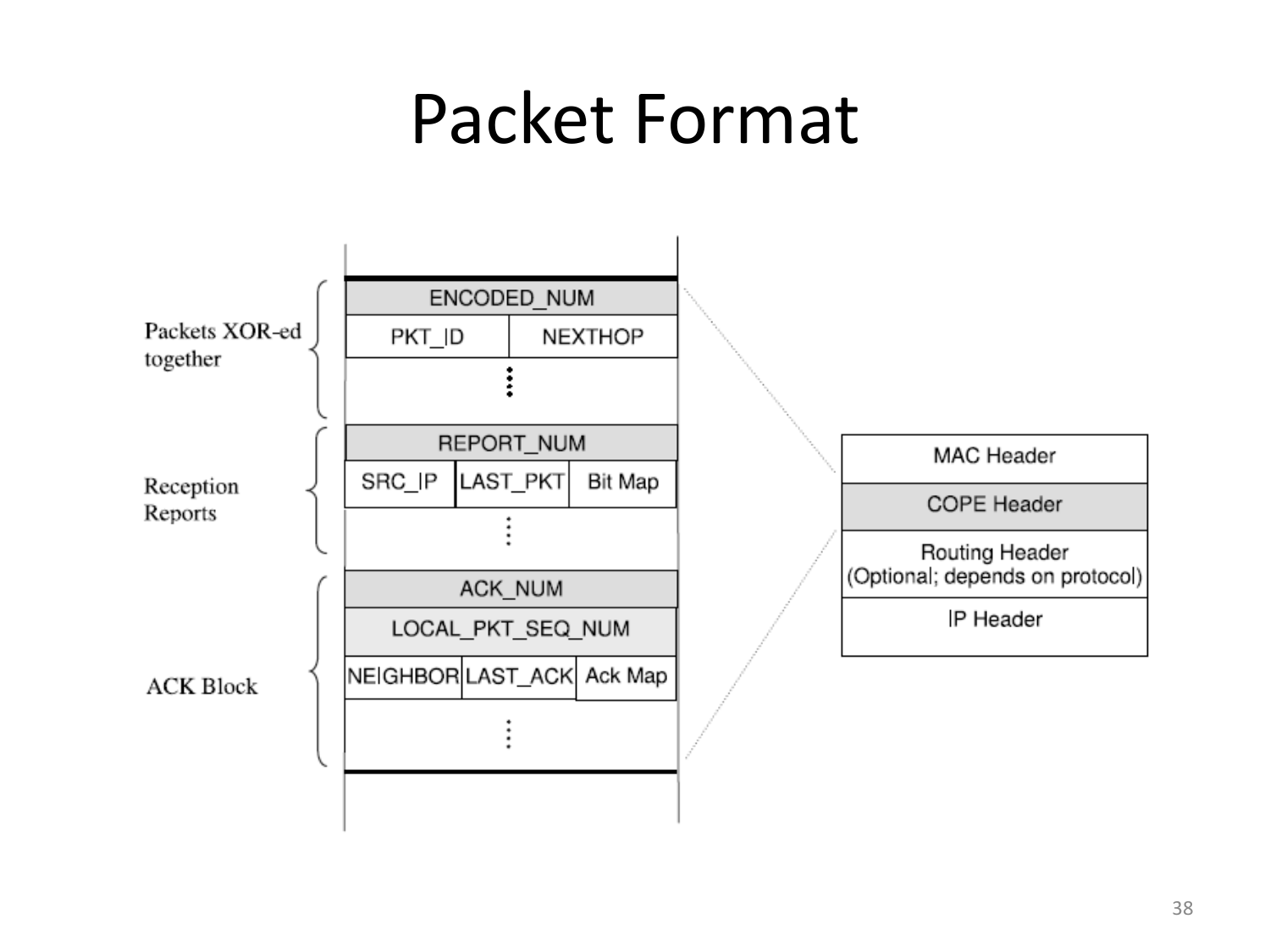# Packet Format

Packets XOR-ed together

| ENCODED_NUM | |
|---|---|
| PKT_ID | NEXTHOP |
| ⋮ | |

Reception Reports

| REPORT_NUM | | |
|---|---|---|
| SRC_IP | LAST_PKT | Bit Map |
| ⋮ | | |

ACK Block

| ACK_NUM | | |
|---|---|---|
| LOCAL_PKT_SEQ_NUM | | |
| NEIGHBOR | LAST_ACK | Ack Map |
| ⋮ | | |

| MAC Header |
|---|
| COPE Header |
| Routing Header (Optional; depends on protocol) |
| IP Header |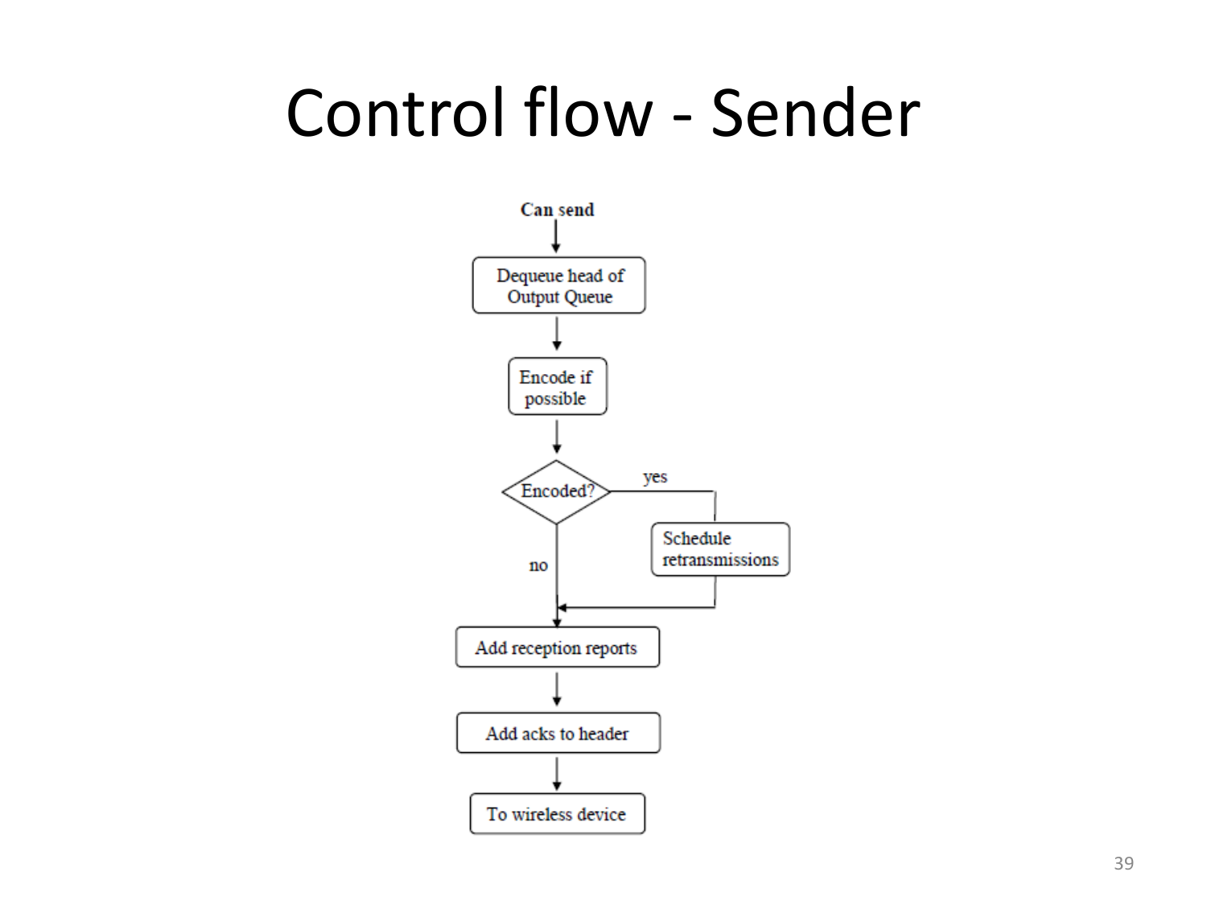# Control flow - Sender

Can send

Dequeue head of Output Queue

Encode if possible

Encoded?

yes

Schedule retransmissions

no

Add reception reports

Add acks to header

To wireless device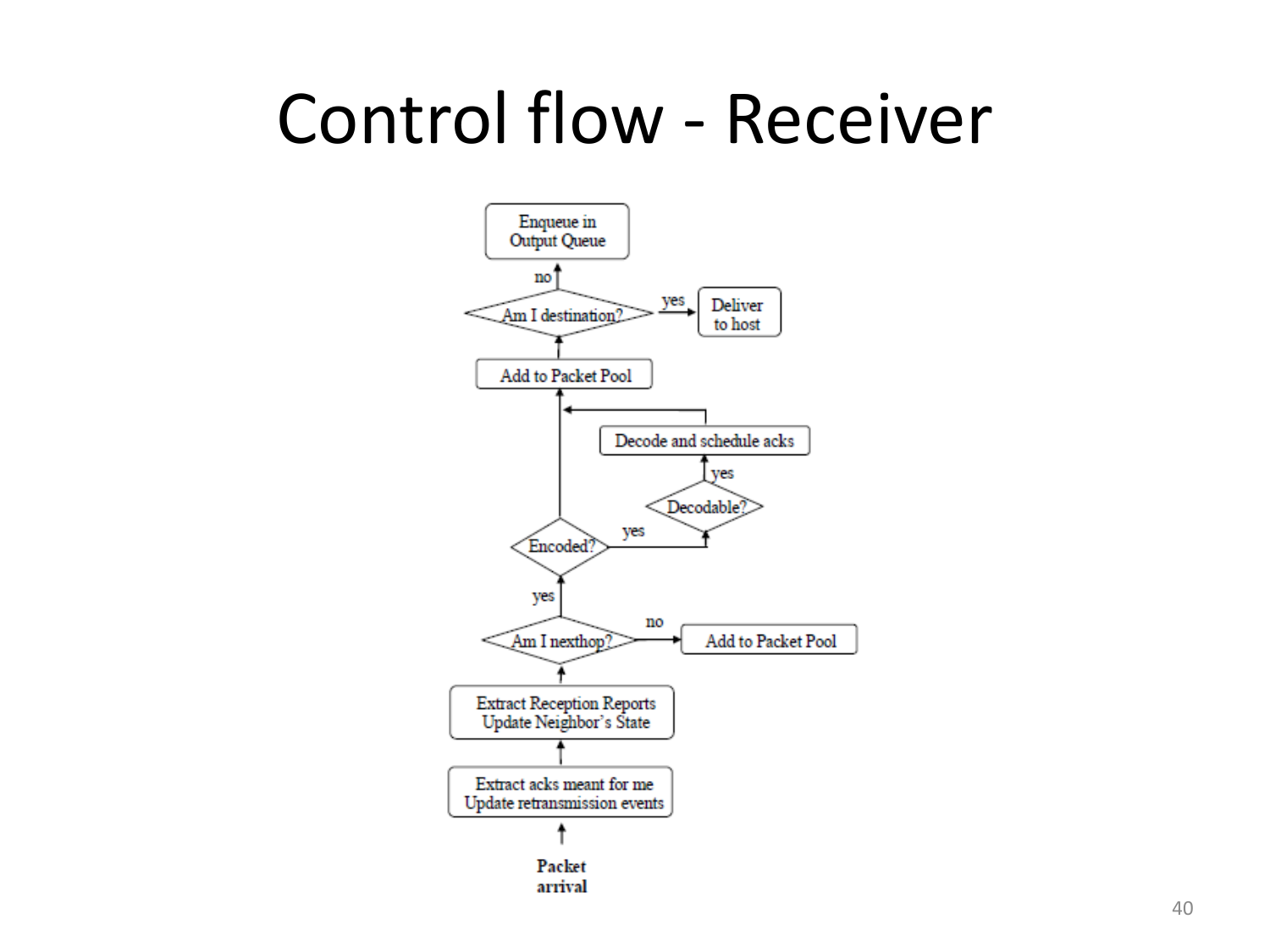# Control flow - Receiver

Enqueue in Output Queue

no

Am I destination?

yes

Deliver to host

Add to Packet Pool

Decode and schedule acks

yes

Decodable?

yes

Encoded?

yes

Am I nexthop?

no

Add to Packet Pool

Extract Reception Reports
Update Neighbor's State

Extract acks meant for me
Update retransmission events

**Packet arrival**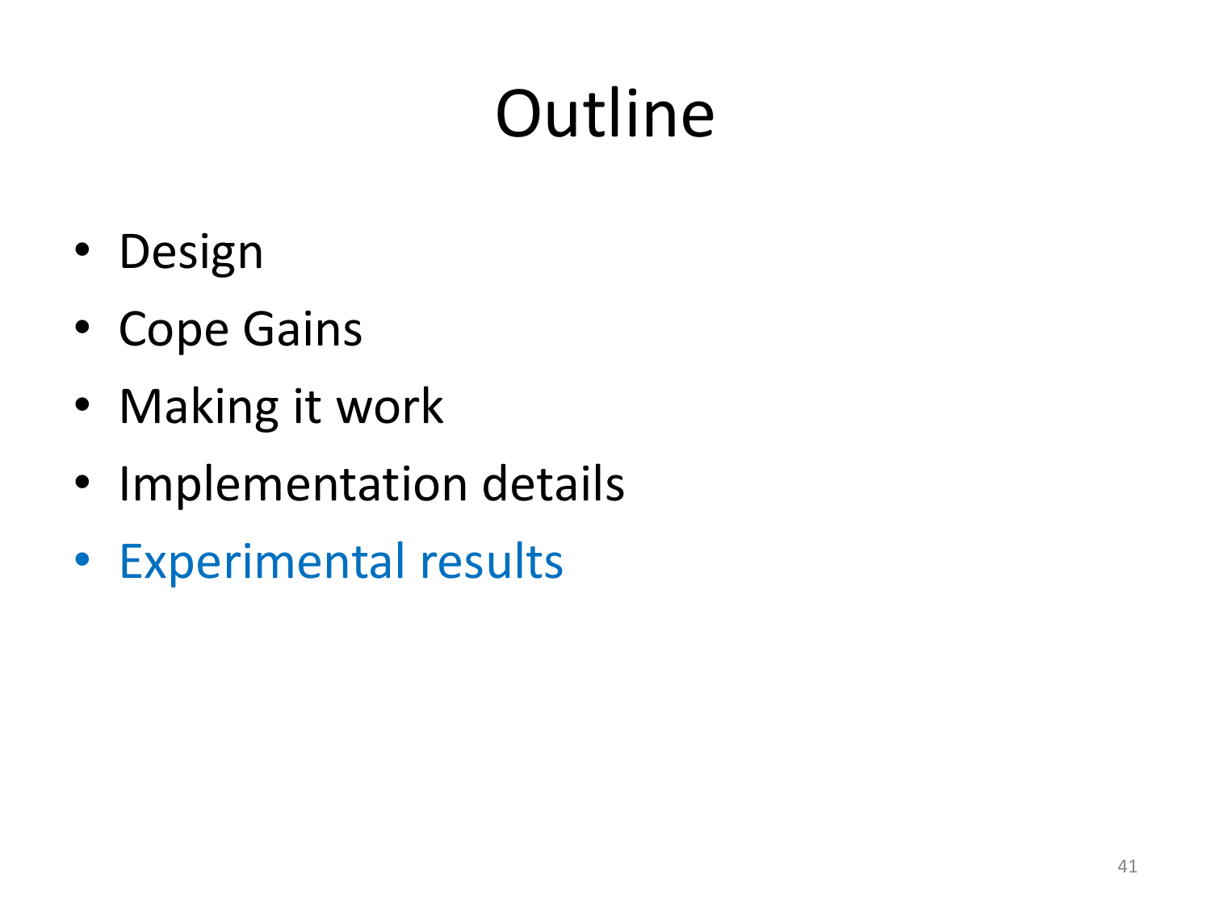# Outline

- Design
- Cope Gains
- Making it work
- Implementation details
- Experimental results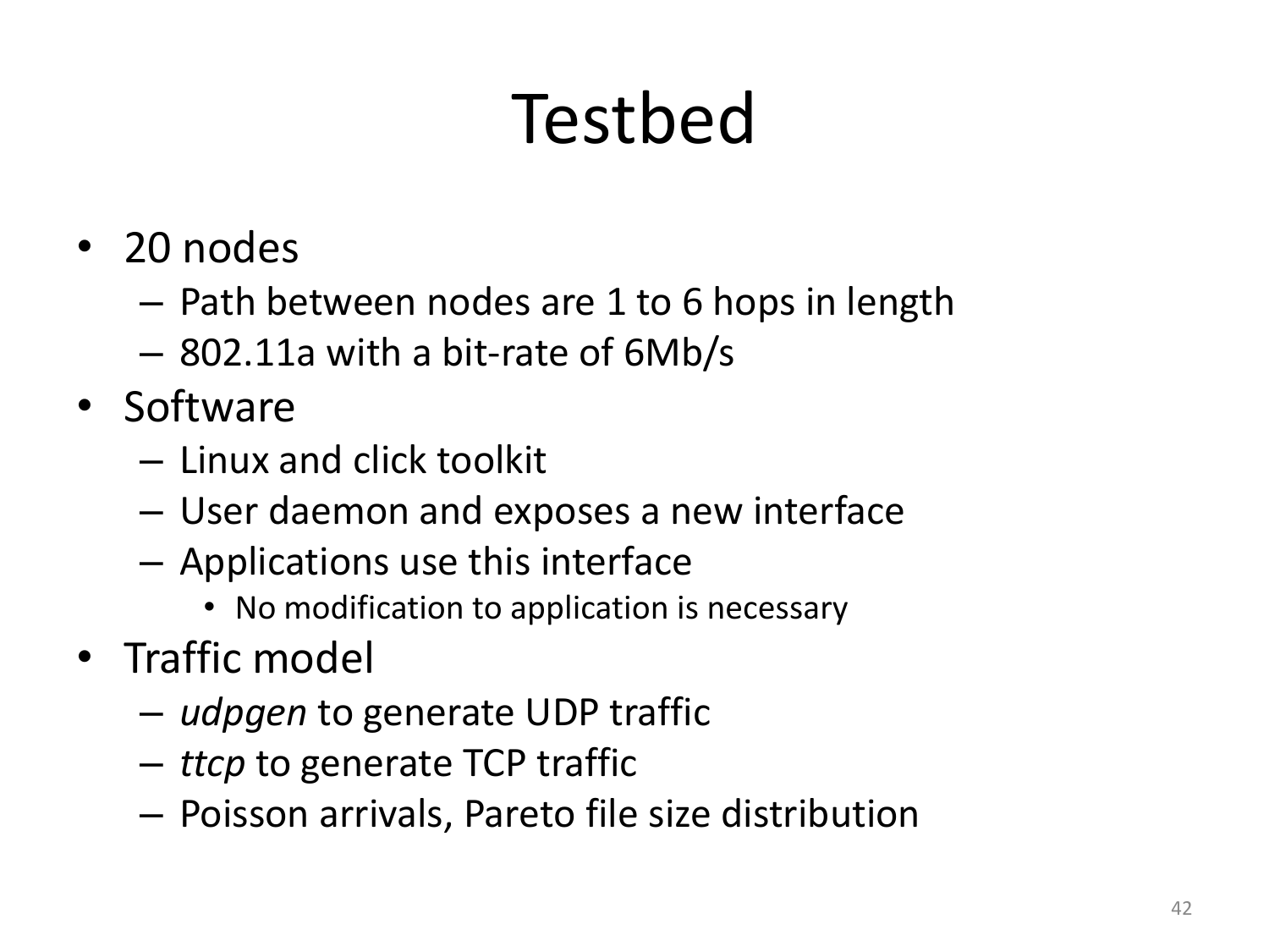# Testbed

- 20 nodes
  - Path between nodes are 1 to 6 hops in length
  - 802.11a with a bit-rate of 6Mb/s
- Software
  - Linux and click toolkit
  - User daemon and exposes a new interface
  - Applications use this interface
    - No modification to application is necessary
- Traffic model
  - *udpgen* to generate UDP traffic
  - *ttcp* to generate TCP traffic
  - Poisson arrivals, Pareto file size distribution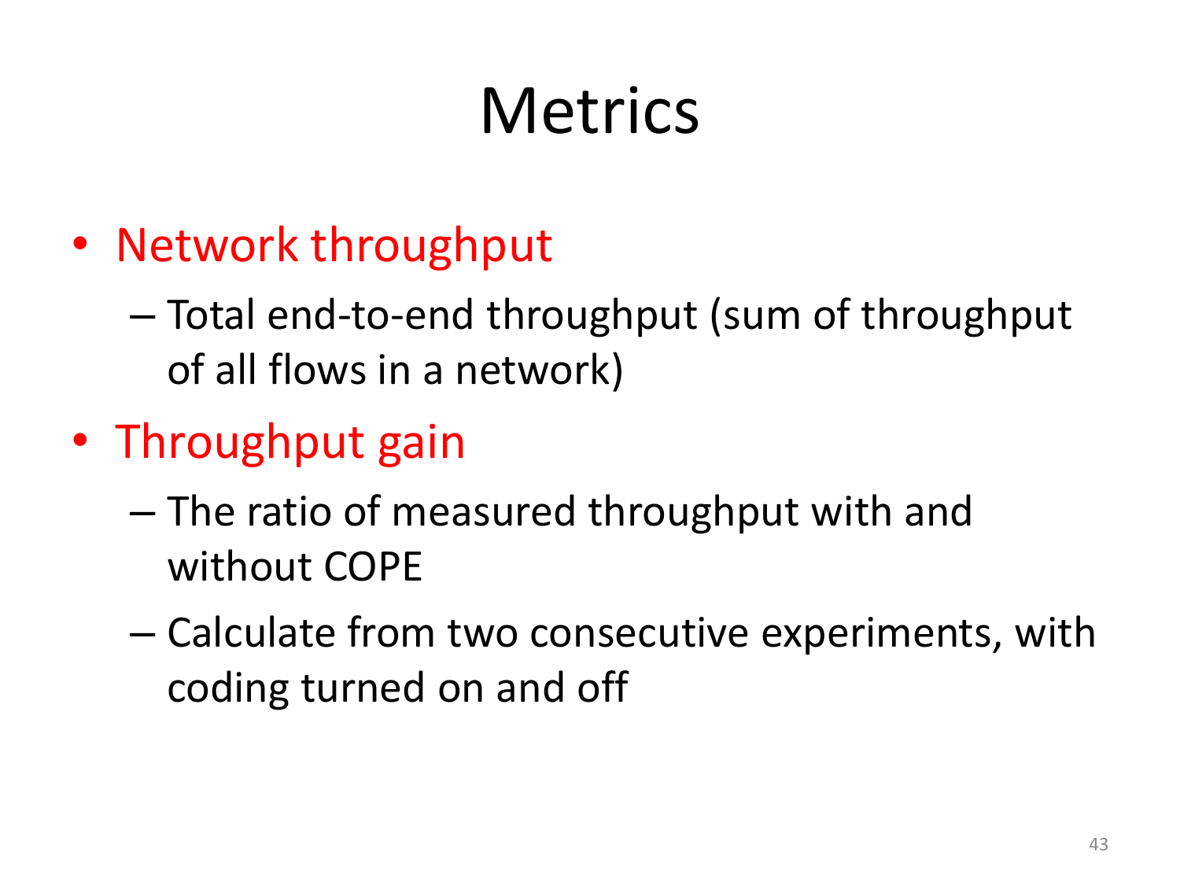# Metrics

- Network throughput
  - Total end-to-end throughput (sum of throughput of all flows in a network)
- Throughput gain
  - The ratio of measured throughput with and without COPE
  - Calculate from two consecutive experiments, with coding turned on and off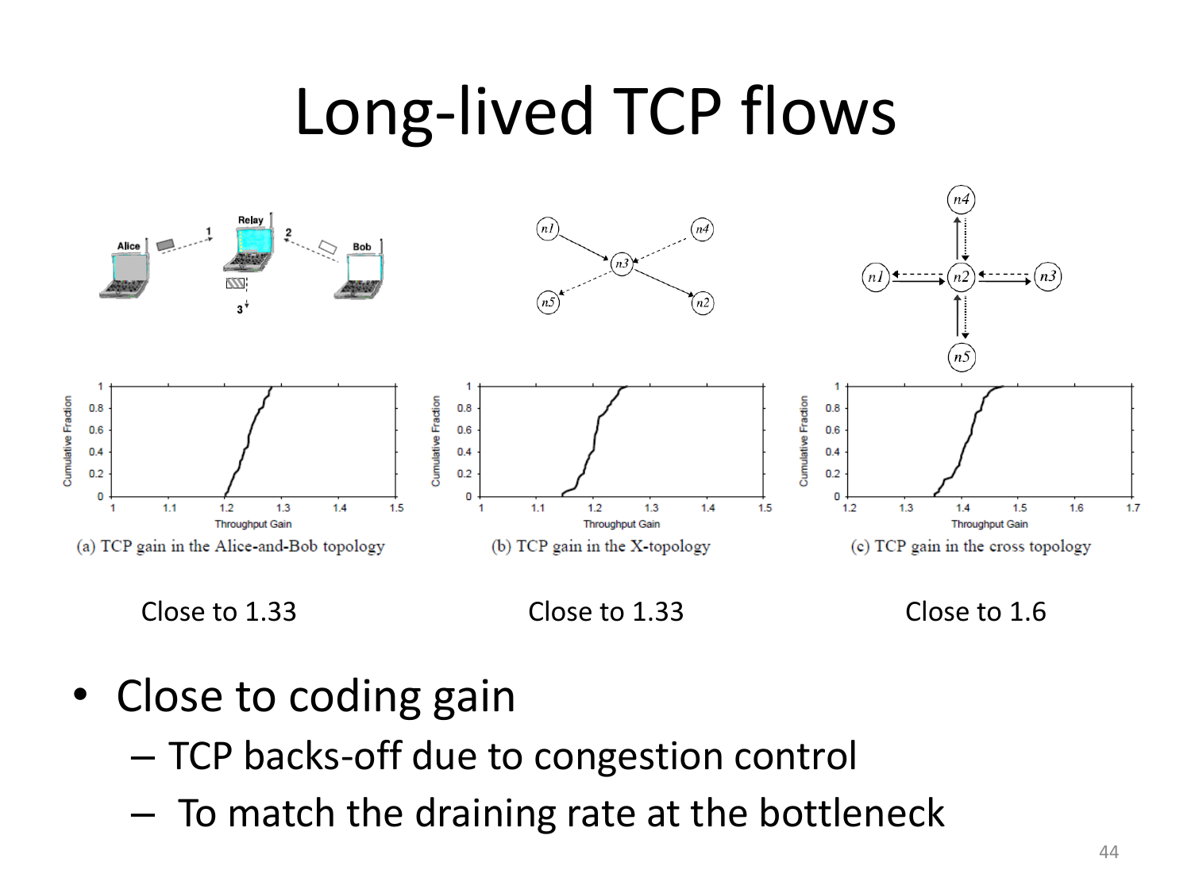# Long-lived TCP flows

(a) TCP gain in the Alice-and-Bob topology

(b) TCP gain in the X-topology

(c) TCP gain in the cross topology

Close to 1.33

Close to 1.33

Close to 1.6

- Close to coding gain
  - TCP backs-off due to congestion control
  - To match the draining rate at the bottleneck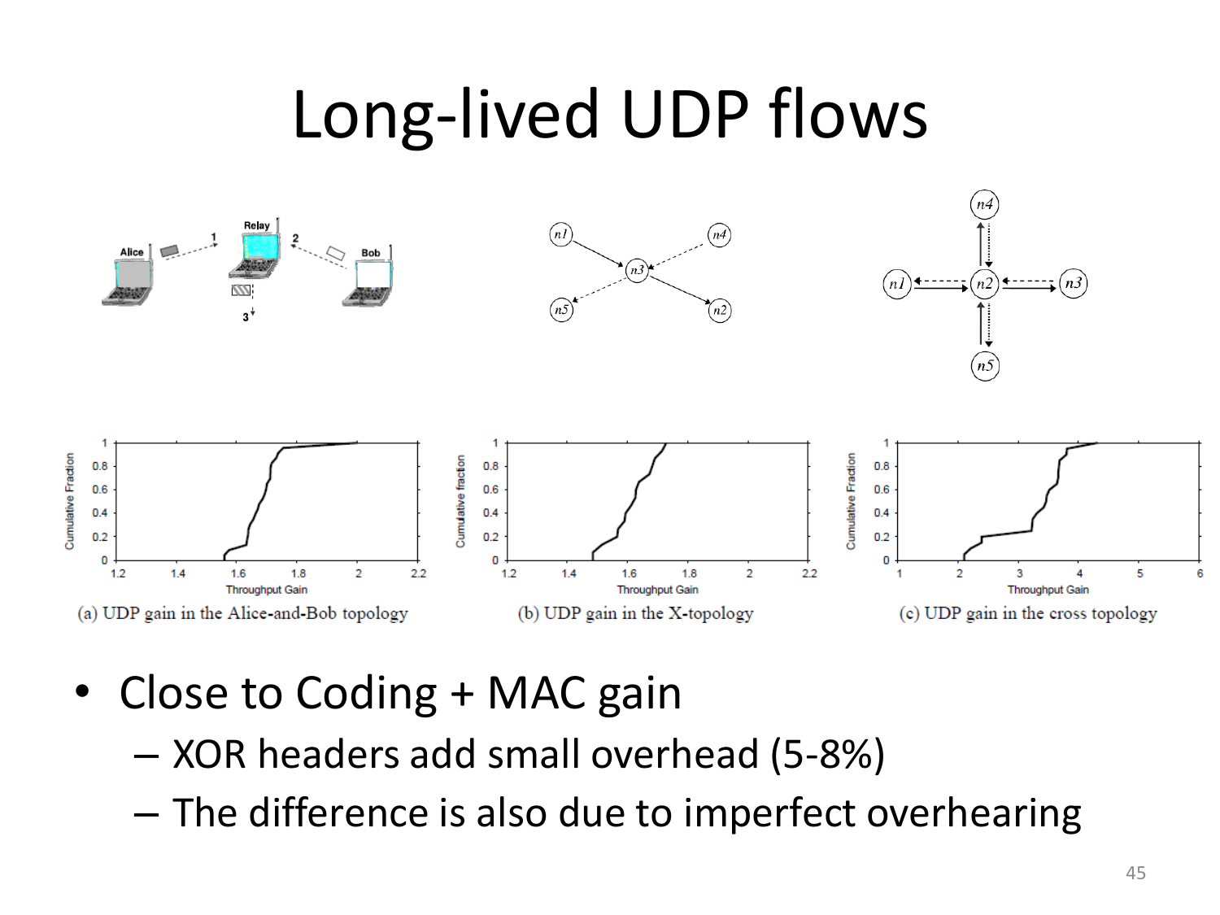# Long-lived UDP flows

(a) UDP gain in the Alice-and-Bob topology

(b) UDP gain in the X-topology

(c) UDP gain in the cross topology

- Close to Coding + MAC gain
  - XOR headers add small overhead (5-8%)
  - The difference is also due to imperfect overhearing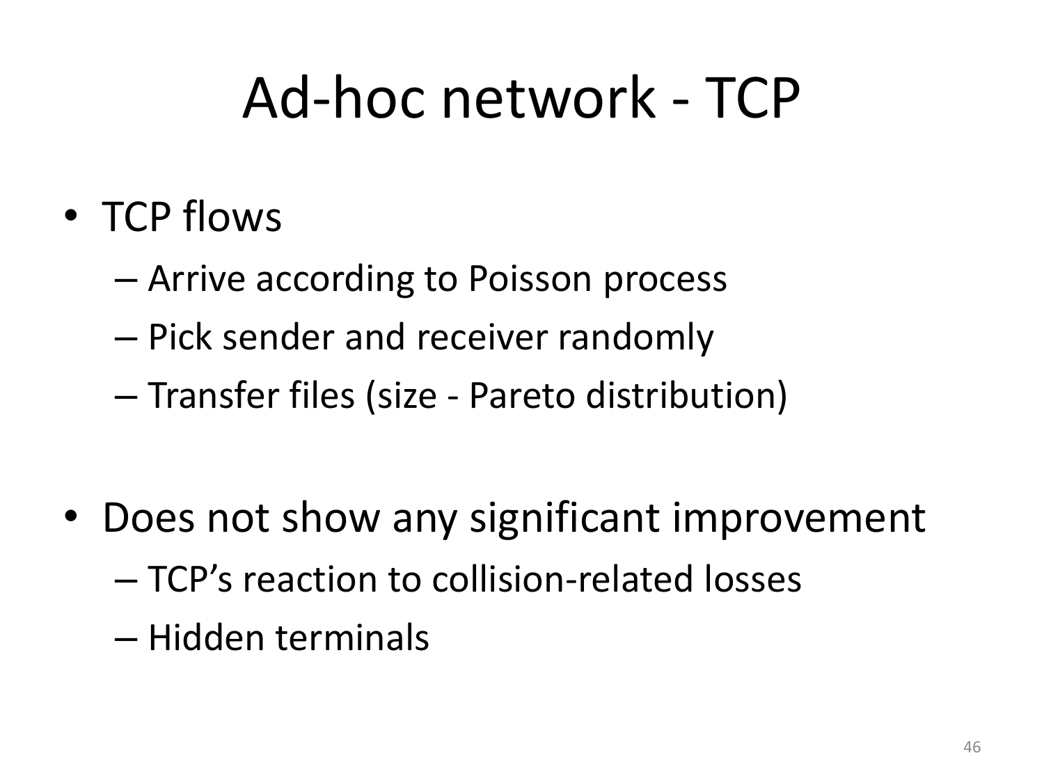# Ad-hoc network - TCP

- TCP flows
  - Arrive according to Poisson process
  - Pick sender and receiver randomly
  - Transfer files (size - Pareto distribution)

- Does not show any significant improvement
  - TCP's reaction to collision-related losses
  - Hidden terminals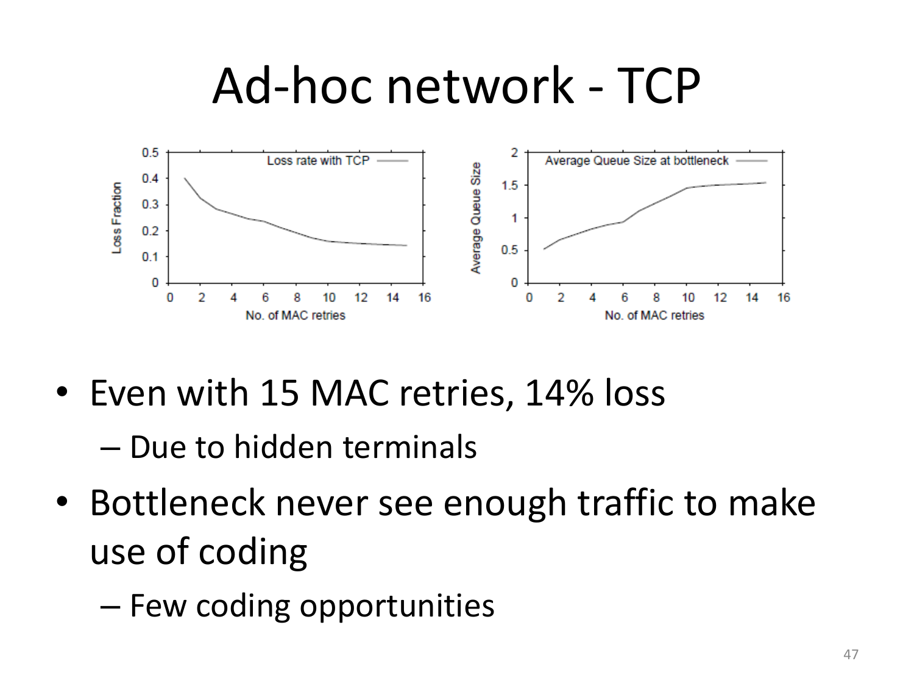# Ad-hoc network - TCP

- Even with 15 MAC retries, 14% loss
  - Due to hidden terminals
- Bottleneck never see enough traffic to make use of coding
  - Few coding opportunities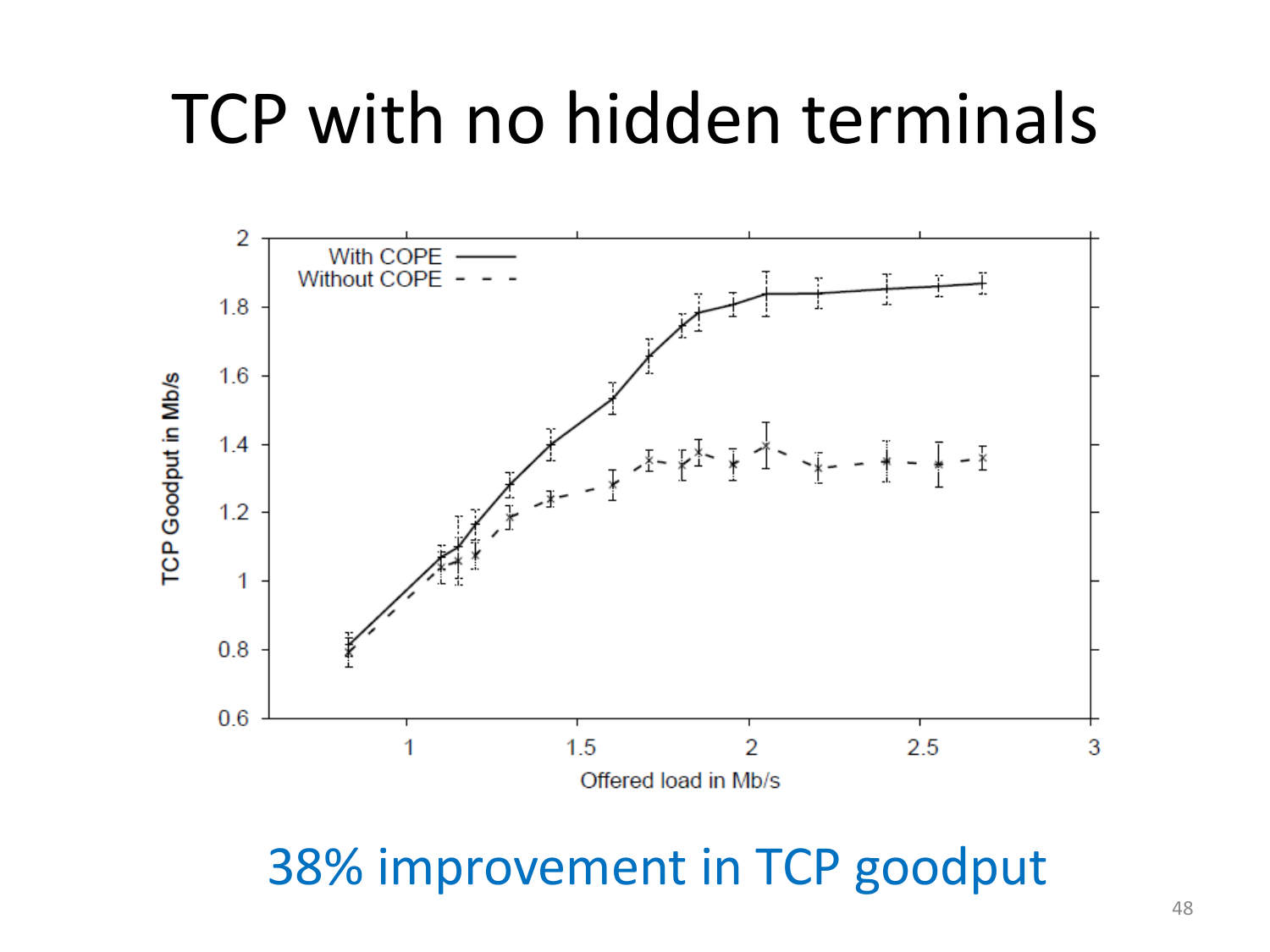# TCP with no hidden terminals

38% improvement in TCP goodput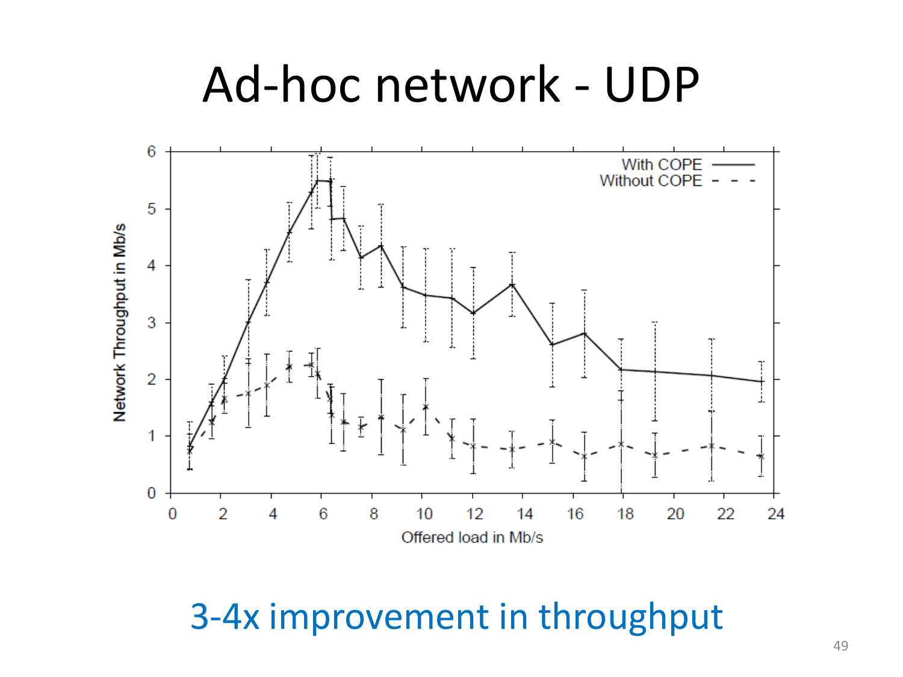# Ad-hoc network - UDP

3-4x improvement in throughput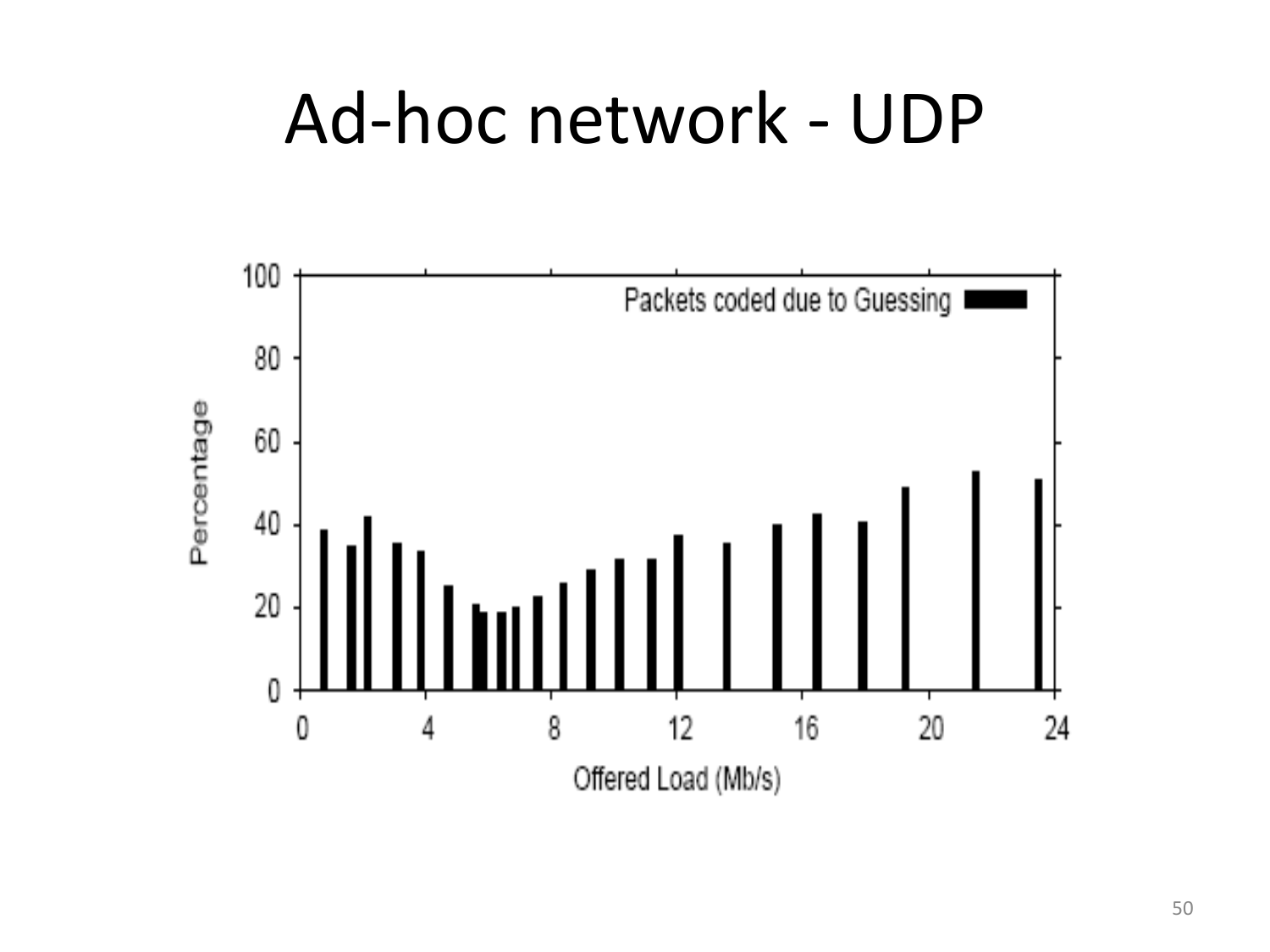# Ad-hoc network - UDP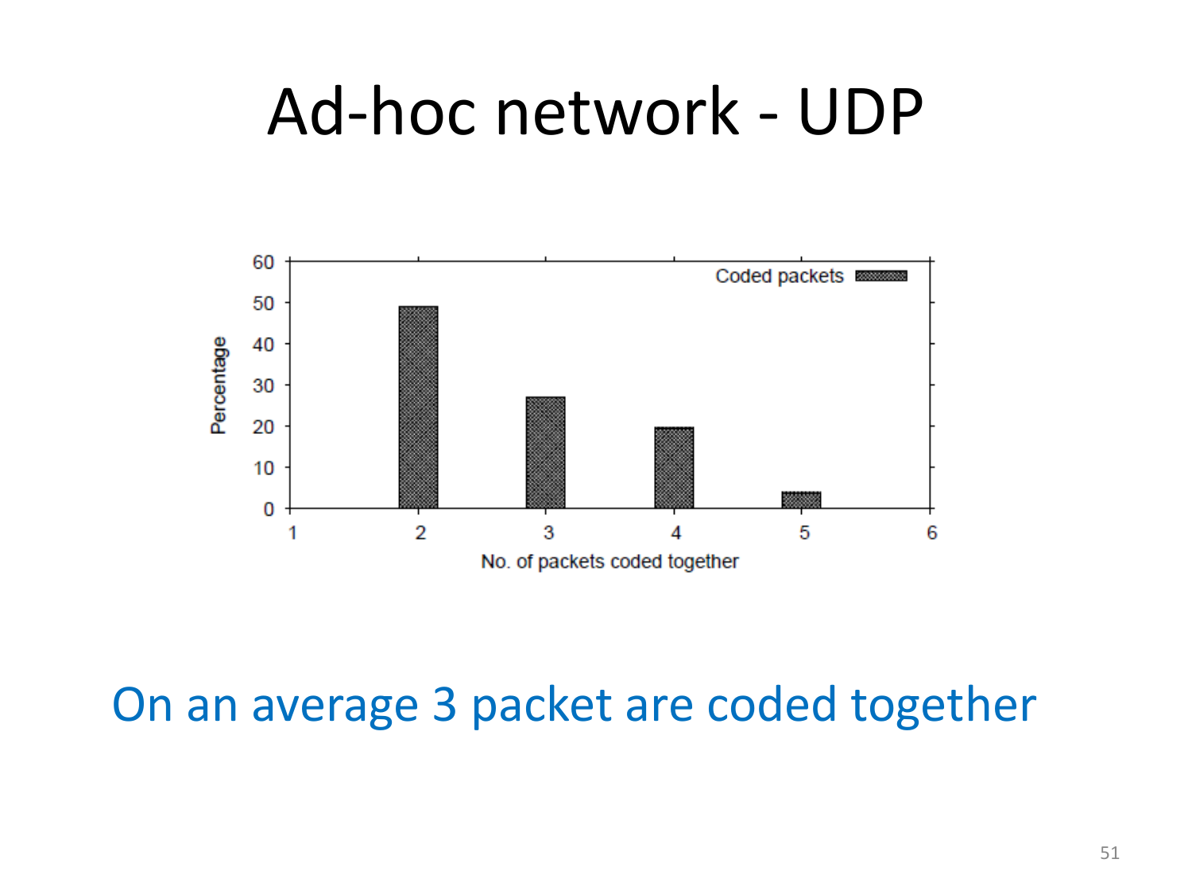# Ad-hoc network - UDP

On an average 3 packet are coded together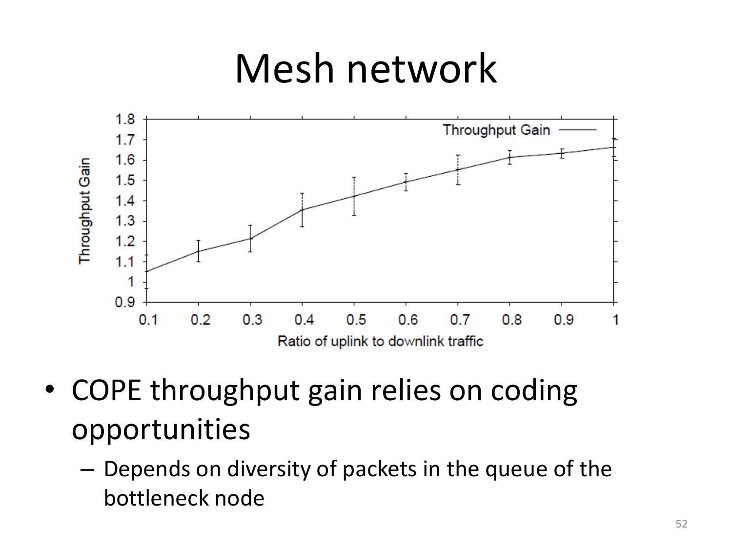# Mesh network

- COPE throughput gain relies on coding opportunities
  - Depends on diversity of packets in the queue of the bottleneck node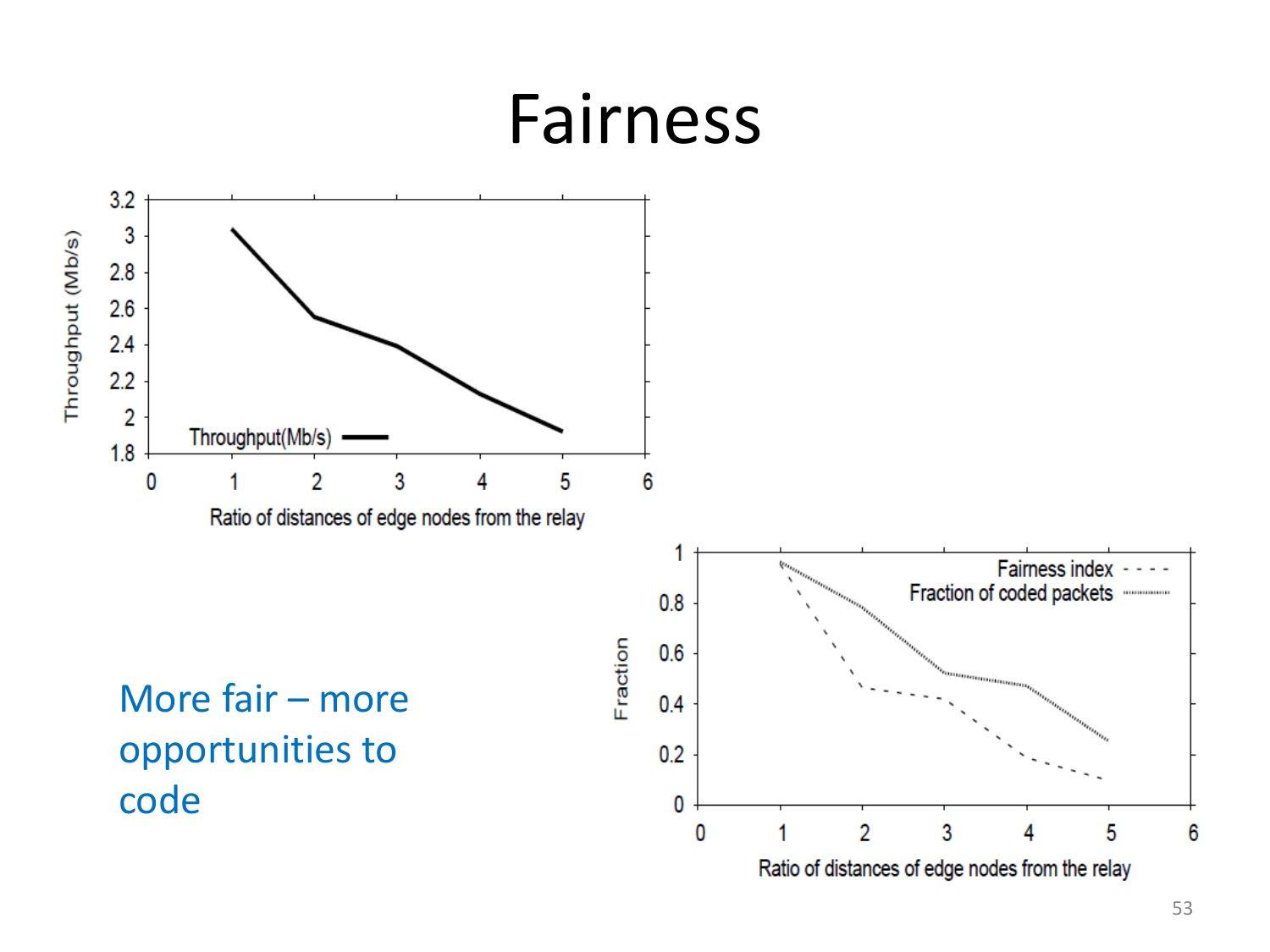# Fairness

More fair – more opportunities to code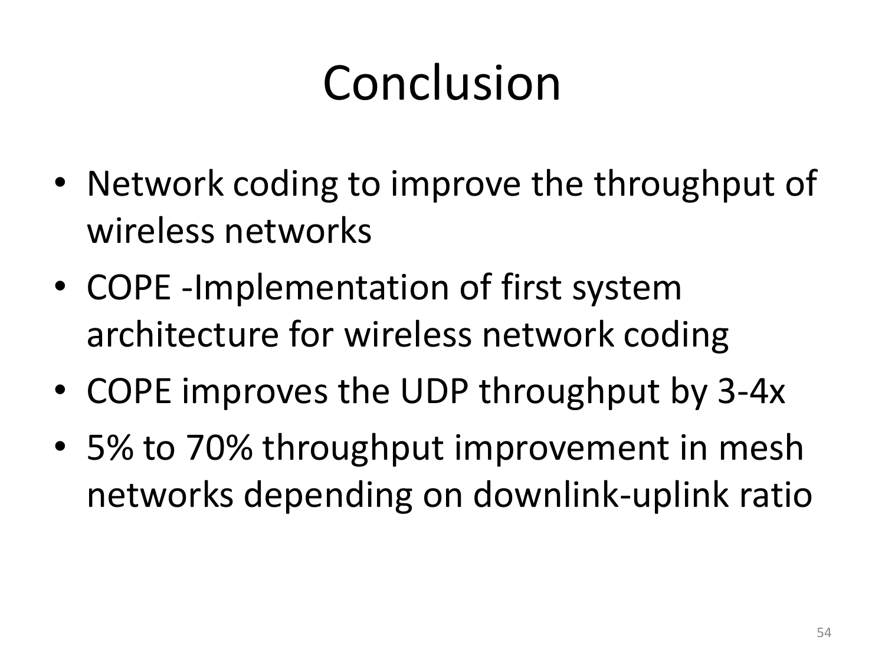# Conclusion

- Network coding to improve the throughput of wireless networks
- COPE -Implementation of first system architecture for wireless network coding
- COPE improves the UDP throughput by 3-4x
- 5% to 70% throughput improvement in mesh networks depending on downlink-uplink ratio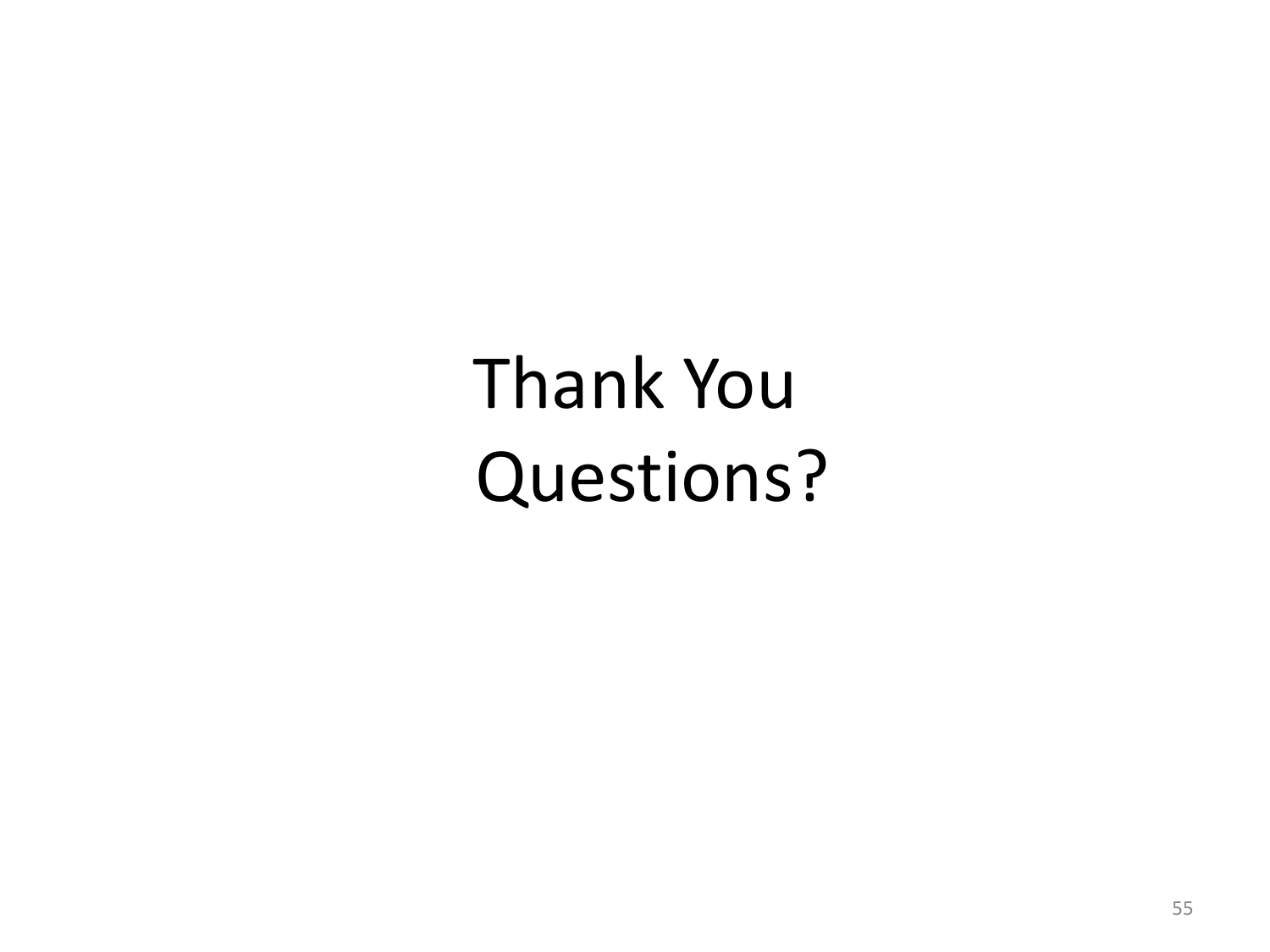Thank You

Questions?